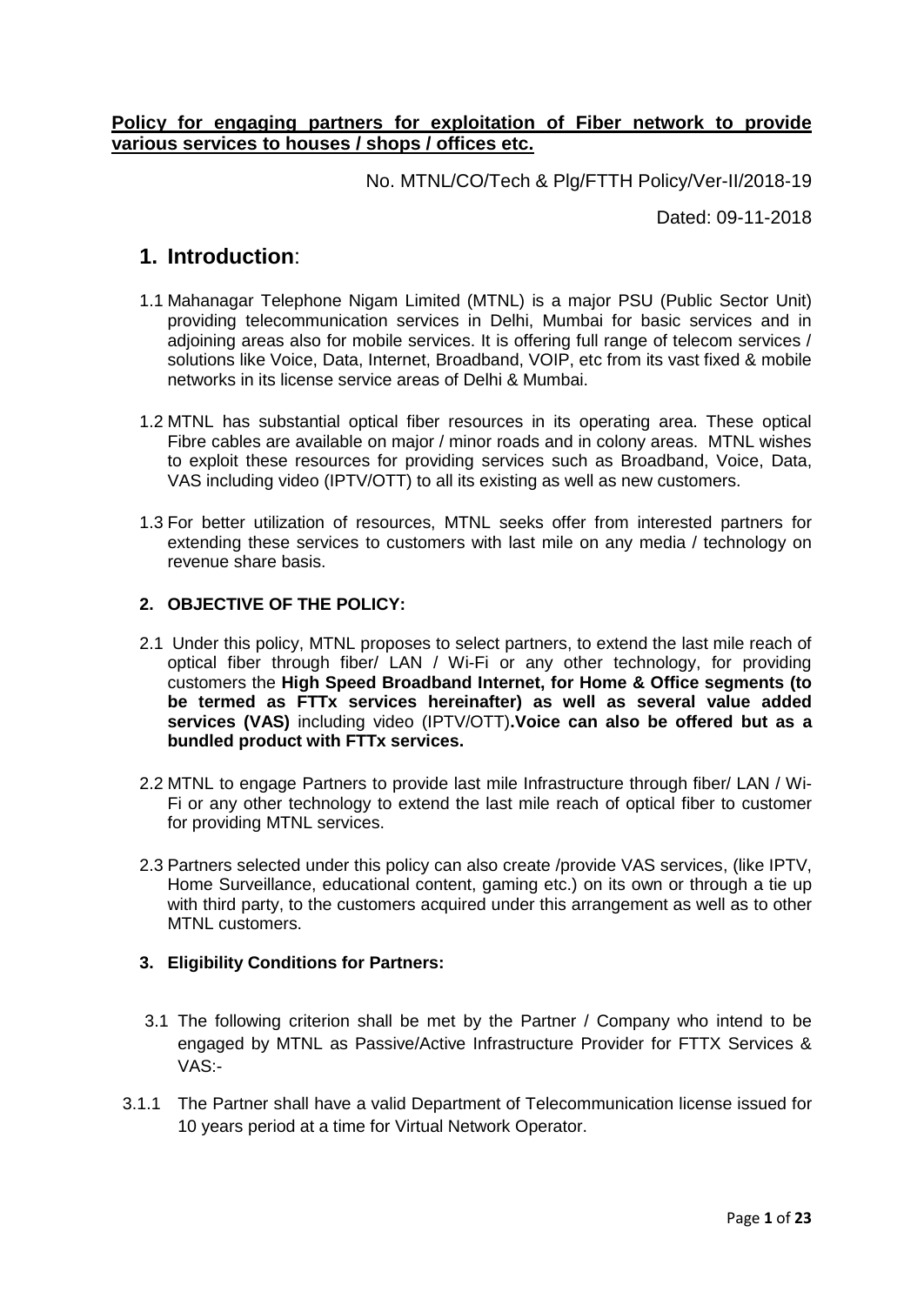**Policy for engaging partners for exploitation of Fiber network to provide various services to houses / shops / offices etc.**

No. MTNL/CO/Tech & Plg/FTTH Policy/Ver-II/2018-19

Dated: 09-11-2018

# 1. Introduction:

1.1 Mahanagar Telephone Nigam Limited (MTNL) is a major PSU (Public Sector Unit) providing telecommunication services in Delhi, Mumbai for basic services and in adjoining areas also for mobile services. It is offering full range of telecom services / solutions like Voice, Data, Internet, Broadband, VOIP, etc from its vast fixed & mobile networks in its license service areas of Delhi & Mumbai.

1.2 MTNL has substantial optical fiber resources in its operating area. These optical Fibre cables are available on major / minor roads and in colony areas. MTNL wishes to exploit these resources for providing services such as Broadband, Voice, Data, VAS including video (IPTV/OTT) to all its existing as well as new customers.

1.3 For better utilization of resources, MTNL seeks offer from interested partners for extending these services to customers with last mile on any media / technology on revenue share basis.

## 2. OBJECTIVE OF THE POLICY:

2.1 Under this policy, MTNL proposes to select partners, to extend the last mile reach of optical fiber through fiber/ LAN / Wi-Fi or any other technology, for providing customers the **High Speed Broadband Internet, for Home & Office segments (to be termed as FTTx services hereinafter) as well as several value added services (VAS)** including video (IPTV/OTT)**.Voice can also be offered but as a bundled product with FTTx services.**

2.2 MTNL to engage Partners to provide last mile Infrastructure through fiber/ LAN / Wi-Fi or any other technology to extend the last mile reach of optical fiber to customer for providing MTNL services.

2.3 Partners selected under this policy can also create /provide VAS services, (like IPTV, Home Surveillance, educational content, gaming etc.) on its own or through a tie up with third party, to the customers acquired under this arrangement as well as to other MTNL customers.

## 3. Eligibility Conditions for Partners:

3.1 The following criterion shall be met by the Partner / Company who intend to be engaged by MTNL as Passive/Active Infrastructure Provider for FTTX Services & VAS:-

3.1.1 The Partner shall have a valid Department of Telecommunication license issued for 10 years period at a time for Virtual Network Operator.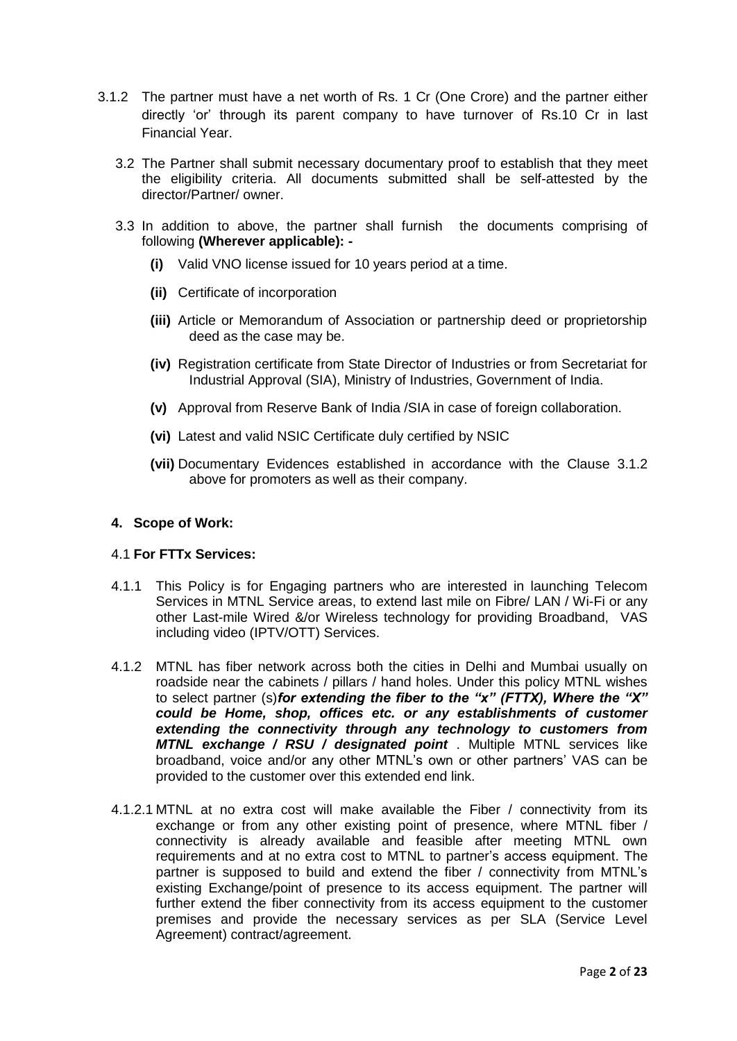3.1.2 The partner must have a net worth of Rs. 1 Cr (One Crore) and the partner either directly 'or' through its parent company to have turnover of Rs.10 Cr in last Financial Year.

3.2 The Partner shall submit necessary documentary proof to establish that they meet the eligibility criteria. All documents submitted shall be self-attested by the director/Partner/ owner.

3.3 In addition to above, the partner shall furnish the documents comprising of following **(Wherever applicable): -**

- **(i)** Valid VNO license issued for 10 years period at a time.
- **(ii)** Certificate of incorporation
- **(iii)** Article or Memorandum of Association or partnership deed or proprietorship deed as the case may be.
- **(iv)** Registration certificate from State Director of Industries or from Secretariat for Industrial Approval (SIA), Ministry of Industries, Government of India.
- **(v)** Approval from Reserve Bank of India /SIA in case of foreign collaboration.
- **(vi)** Latest and valid NSIC Certificate duly certified by NSIC
- **(vii)** Documentary Evidences established in accordance with the Clause 3.1.2 above for promoters as well as their company.

## 4. Scope of Work:

### 4.1 For FTTx Services:

4.1.1 This Policy is for Engaging partners who are interested in launching Telecom Services in MTNL Service areas, to extend last mile on Fibre/ LAN / Wi-Fi or any other Last-mile Wired &/or Wireless technology for providing Broadband, VAS including video (IPTV/OTT) Services.

4.1.2 MTNL has fiber network across both the cities in Delhi and Mumbai usually on roadside near the cabinets / pillars / hand holes. Under this policy MTNL wishes to select partner (s)***for extending the fiber to the "x" (FTTX), Where the "X" could be Home, shop, offices etc. or any establishments of customer extending the connectivity through any technology to customers from MTNL exchange / RSU / designated point*** . Multiple MTNL services like broadband, voice and/or any other MTNL's own or other partners' VAS can be provided to the customer over this extended end link.

4.1.2.1 MTNL at no extra cost will make available the Fiber / connectivity from its exchange or from any other existing point of presence, where MTNL fiber / connectivity is already available and feasible after meeting MTNL own requirements and at no extra cost to MTNL to partner's access equipment. The partner is supposed to build and extend the fiber / connectivity from MTNL's existing Exchange/point of presence to its access equipment. The partner will further extend the fiber connectivity from its access equipment to the customer premises and provide the necessary services as per SLA (Service Level Agreement) contract/agreement.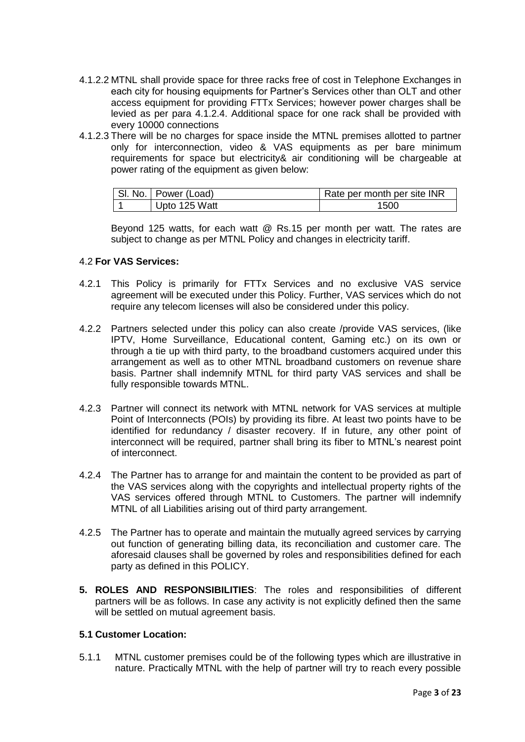4.1.2.2 MTNL shall provide space for three racks free of cost in Telephone Exchanges in each city for housing equipments for Partner's Services other than OLT and other access equipment for providing FTTx Services; however power charges shall be levied as per para 4.1.2.4. Additional space for one rack shall be provided with every 10000 connections

4.1.2.3 There will be no charges for space inside the MTNL premises allotted to partner only for interconnection, video & VAS equipments as per bare minimum requirements for space but electricity& air conditioning will be chargeable at power rating of the equipment as given below:

| Sl. No. | Power (Load) | Rate per month per site INR |
|---|---|---|
| 1 | Upto 125 Watt | 1500 |

Beyond 125 watts, for each watt @ Rs.15 per month per watt. The rates are subject to change as per MTNL Policy and changes in electricity tariff.

4.2 **For VAS Services:**

4.2.1 This Policy is primarily for FTTx Services and no exclusive VAS service agreement will be executed under this Policy. Further, VAS services which do not require any telecom licenses will also be considered under this policy.

4.2.2 Partners selected under this policy can also create /provide VAS services, (like IPTV, Home Surveillance, Educational content, Gaming etc.) on its own or through a tie up with third party, to the broadband customers acquired under this arrangement as well as to other MTNL broadband customers on revenue share basis. Partner shall indemnify MTNL for third party VAS services and shall be fully responsible towards MTNL.

4.2.3 Partner will connect its network with MTNL network for VAS services at multiple Point of Interconnects (POIs) by providing its fibre. At least two points have to be identified for redundancy / disaster recovery. If in future, any other point of interconnect will be required, partner shall bring its fiber to MTNL's nearest point of interconnect.

4.2.4 The Partner has to arrange for and maintain the content to be provided as part of the VAS services along with the copyrights and intellectual property rights of the VAS services offered through MTNL to Customers. The partner will indemnify MTNL of all Liabilities arising out of third party arrangement.

4.2.5 The Partner has to operate and maintain the mutually agreed services by carrying out function of generating billing data, its reconciliation and customer care. The aforesaid clauses shall be governed by roles and responsibilities defined for each party as defined in this POLICY.

**5. ROLES AND RESPONSIBILITIES**: The roles and responsibilities of different partners will be as follows. In case any activity is not explicitly defined then the same will be settled on mutual agreement basis.

**5.1 Customer Location:**

5.1.1 MTNL customer premises could be of the following types which are illustrative in nature. Practically MTNL with the help of partner will try to reach every possible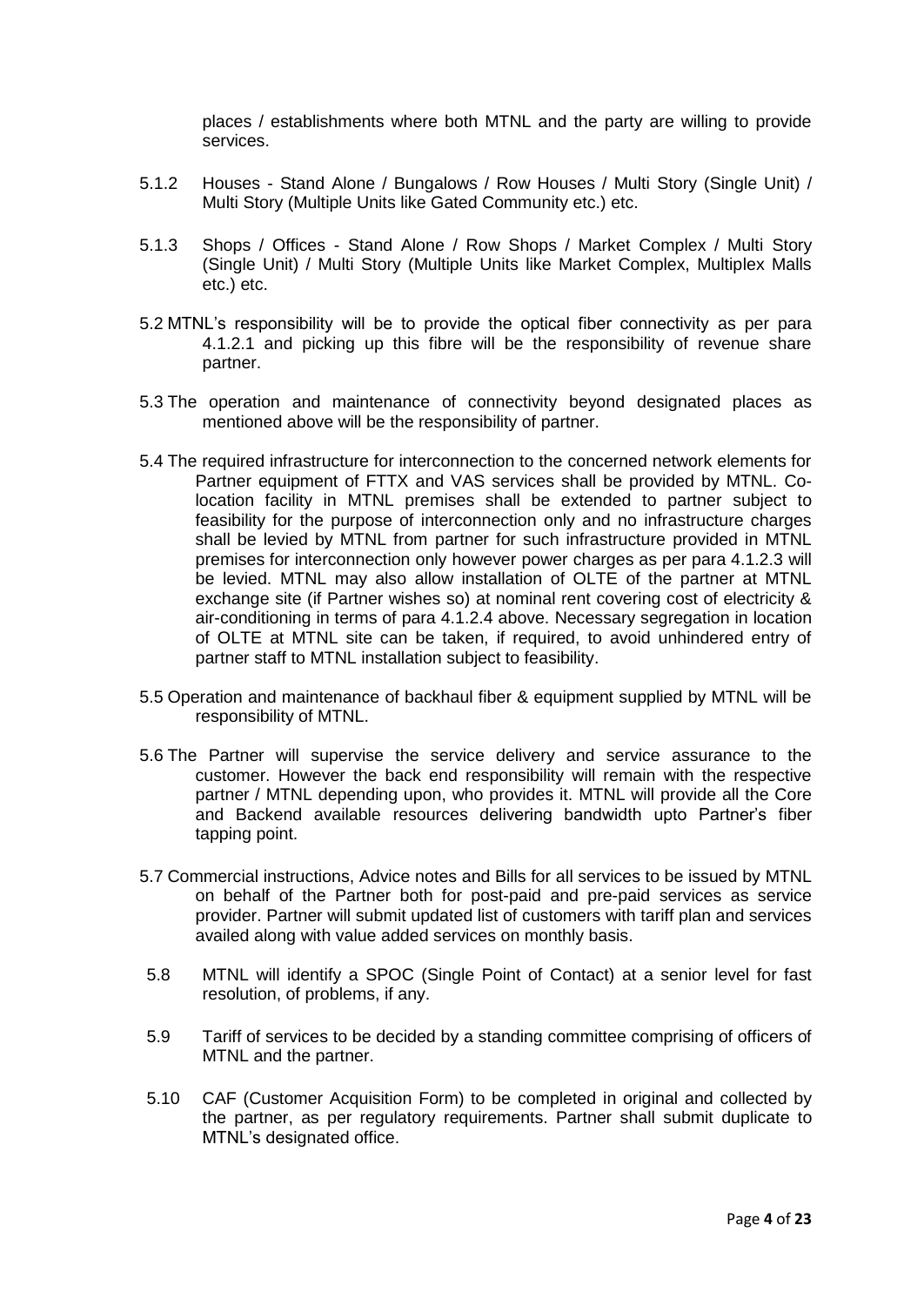places / establishments where both MTNL and the party are willing to provide services.

5.1.2 Houses - Stand Alone / Bungalows / Row Houses / Multi Story (Single Unit) / Multi Story (Multiple Units like Gated Community etc.) etc.

5.1.3 Shops / Offices - Stand Alone / Row Shops / Market Complex / Multi Story (Single Unit) / Multi Story (Multiple Units like Market Complex, Multiplex Malls etc.) etc.

5.2 MTNL's responsibility will be to provide the optical fiber connectivity as per para 4.1.2.1 and picking up this fibre will be the responsibility of revenue share partner.

5.3 The operation and maintenance of connectivity beyond designated places as mentioned above will be the responsibility of partner.

5.4 The required infrastructure for interconnection to the concerned network elements for Partner equipment of FTTX and VAS services shall be provided by MTNL. Co-location facility in MTNL premises shall be extended to partner subject to feasibility for the purpose of interconnection only and no infrastructure charges shall be levied by MTNL from partner for such infrastructure provided in MTNL premises for interconnection only however power charges as per para 4.1.2.3 will be levied. MTNL may also allow installation of OLTE of the partner at MTNL exchange site (if Partner wishes so) at nominal rent covering cost of electricity & air-conditioning in terms of para 4.1.2.4 above. Necessary segregation in location of OLTE at MTNL site can be taken, if required, to avoid unhindered entry of partner staff to MTNL installation subject to feasibility.

5.5 Operation and maintenance of backhaul fiber & equipment supplied by MTNL will be responsibility of MTNL.

5.6 The Partner will supervise the service delivery and service assurance to the customer. However the back end responsibility will remain with the respective partner / MTNL depending upon, who provides it. MTNL will provide all the Core and Backend available resources delivering bandwidth upto Partner's fiber tapping point.

5.7 Commercial instructions, Advice notes and Bills for all services to be issued by MTNL on behalf of the Partner both for post-paid and pre-paid services as service provider. Partner will submit updated list of customers with tariff plan and services availed along with value added services on monthly basis.

5.8 MTNL will identify a SPOC (Single Point of Contact) at a senior level for fast resolution, of problems, if any.

5.9 Tariff of services to be decided by a standing committee comprising of officers of MTNL and the partner.

5.10 CAF (Customer Acquisition Form) to be completed in original and collected by the partner, as per regulatory requirements. Partner shall submit duplicate to MTNL's designated office.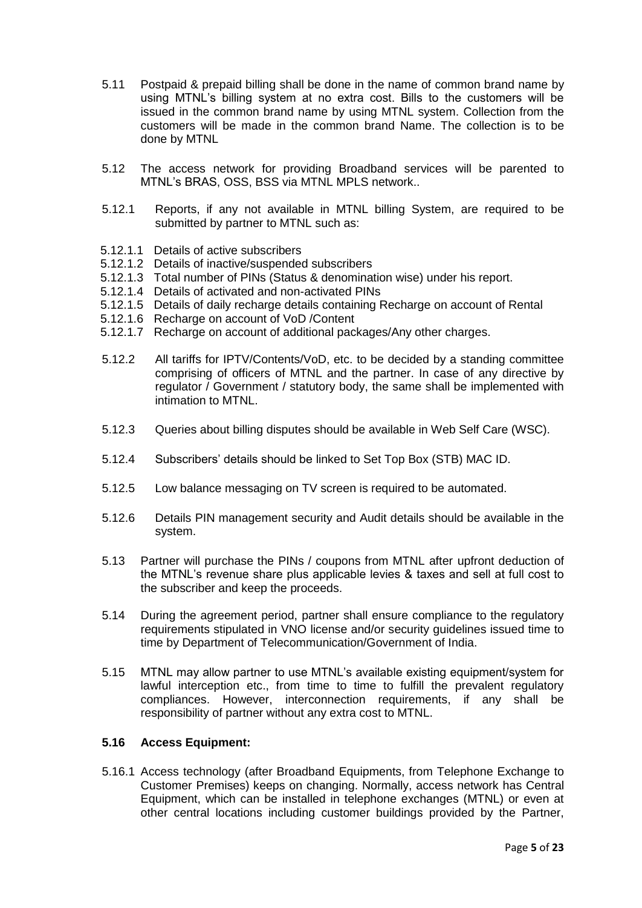5.11 Postpaid & prepaid billing shall be done in the name of common brand name by using MTNL's billing system at no extra cost. Bills to the customers will be issued in the common brand name by using MTNL system. Collection from the customers will be made in the common brand Name. The collection is to be done by MTNL

5.12 The access network for providing Broadband services will be parented to MTNL's BRAS, OSS, BSS via MTNL MPLS network..

5.12.1 Reports, if any not available in MTNL billing System, are required to be submitted by partner to MTNL such as:

5.12.1.1 Details of active subscribers
5.12.1.2 Details of inactive/suspended subscribers
5.12.1.3 Total number of PINs (Status & denomination wise) under his report.
5.12.1.4 Details of activated and non-activated PINs
5.12.1.5 Details of daily recharge details containing Recharge on account of Rental
5.12.1.6 Recharge on account of VoD /Content
5.12.1.7 Recharge on account of additional packages/Any other charges.

5.12.2 All tariffs for IPTV/Contents/VoD, etc. to be decided by a standing committee comprising of officers of MTNL and the partner. In case of any directive by regulator / Government / statutory body, the same shall be implemented with intimation to MTNL.

5.12.3 Queries about billing disputes should be available in Web Self Care (WSC).

5.12.4 Subscribers' details should be linked to Set Top Box (STB) MAC ID.

5.12.5 Low balance messaging on TV screen is required to be automated.

5.12.6 Details PIN management security and Audit details should be available in the system.

5.13 Partner will purchase the PINs / coupons from MTNL after upfront deduction of the MTNL's revenue share plus applicable levies & taxes and sell at full cost to the subscriber and keep the proceeds.

5.14 During the agreement period, partner shall ensure compliance to the regulatory requirements stipulated in VNO license and/or security guidelines issued time to time by Department of Telecommunication/Government of India.

5.15 MTNL may allow partner to use MTNL's available existing equipment/system for lawful interception etc., from time to time to fulfill the prevalent regulatory compliances. However, interconnection requirements, if any shall be responsibility of partner without any extra cost to MTNL.

**5.16 Access Equipment:**

5.16.1 Access technology (after Broadband Equipments, from Telephone Exchange to Customer Premises) keeps on changing. Normally, access network has Central Equipment, which can be installed in telephone exchanges (MTNL) or even at other central locations including customer buildings provided by the Partner,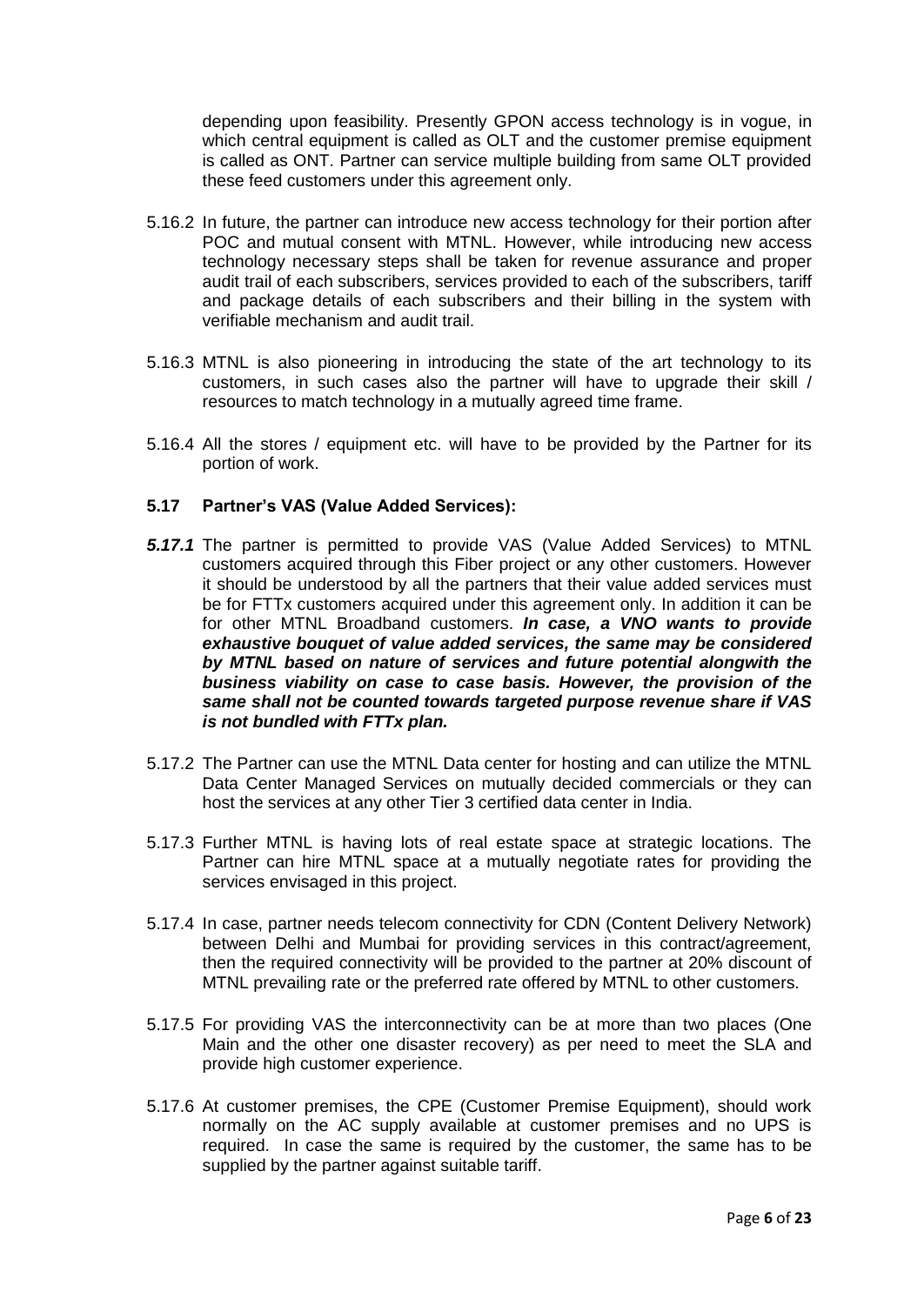depending upon feasibility. Presently GPON access technology is in vogue, in which central equipment is called as OLT and the customer premise equipment is called as ONT. Partner can service multiple building from same OLT provided these feed customers under this agreement only.

5.16.2 In future, the partner can introduce new access technology for their portion after POC and mutual consent with MTNL. However, while introducing new access technology necessary steps shall be taken for revenue assurance and proper audit trail of each subscribers, services provided to each of the subscribers, tariff and package details of each subscribers and their billing in the system with verifiable mechanism and audit trail.

5.16.3 MTNL is also pioneering in introducing the state of the art technology to its customers, in such cases also the partner will have to upgrade their skill / resources to match technology in a mutually agreed time frame.

5.16.4 All the stores / equipment etc. will have to be provided by the Partner for its portion of work.

### 5.17 Partner's VAS (Value Added Services):

***5.17.1*** The partner is permitted to provide VAS (Value Added Services) to MTNL customers acquired through this Fiber project or any other customers. However it should be understood by all the partners that their value added services must be for FTTx customers acquired under this agreement only. In addition it can be for other MTNL Broadband customers. ***In case, a VNO wants to provide exhaustive bouquet of value added services, the same may be considered by MTNL based on nature of services and future potential alongwith the business viability on case to case basis. However, the provision of the same shall not be counted towards targeted purpose revenue share if VAS is not bundled with FTTx plan.***

5.17.2 The Partner can use the MTNL Data center for hosting and can utilize the MTNL Data Center Managed Services on mutually decided commercials or they can host the services at any other Tier 3 certified data center in India.

5.17.3 Further MTNL is having lots of real estate space at strategic locations. The Partner can hire MTNL space at a mutually negotiate rates for providing the services envisaged in this project.

5.17.4 In case, partner needs telecom connectivity for CDN (Content Delivery Network) between Delhi and Mumbai for providing services in this contract/agreement, then the required connectivity will be provided to the partner at 20% discount of MTNL prevailing rate or the preferred rate offered by MTNL to other customers.

5.17.5 For providing VAS the interconnectivity can be at more than two places (One Main and the other one disaster recovery) as per need to meet the SLA and provide high customer experience.

5.17.6 At customer premises, the CPE (Customer Premise Equipment), should work normally on the AC supply available at customer premises and no UPS is required. In case the same is required by the customer, the same has to be supplied by the partner against suitable tariff.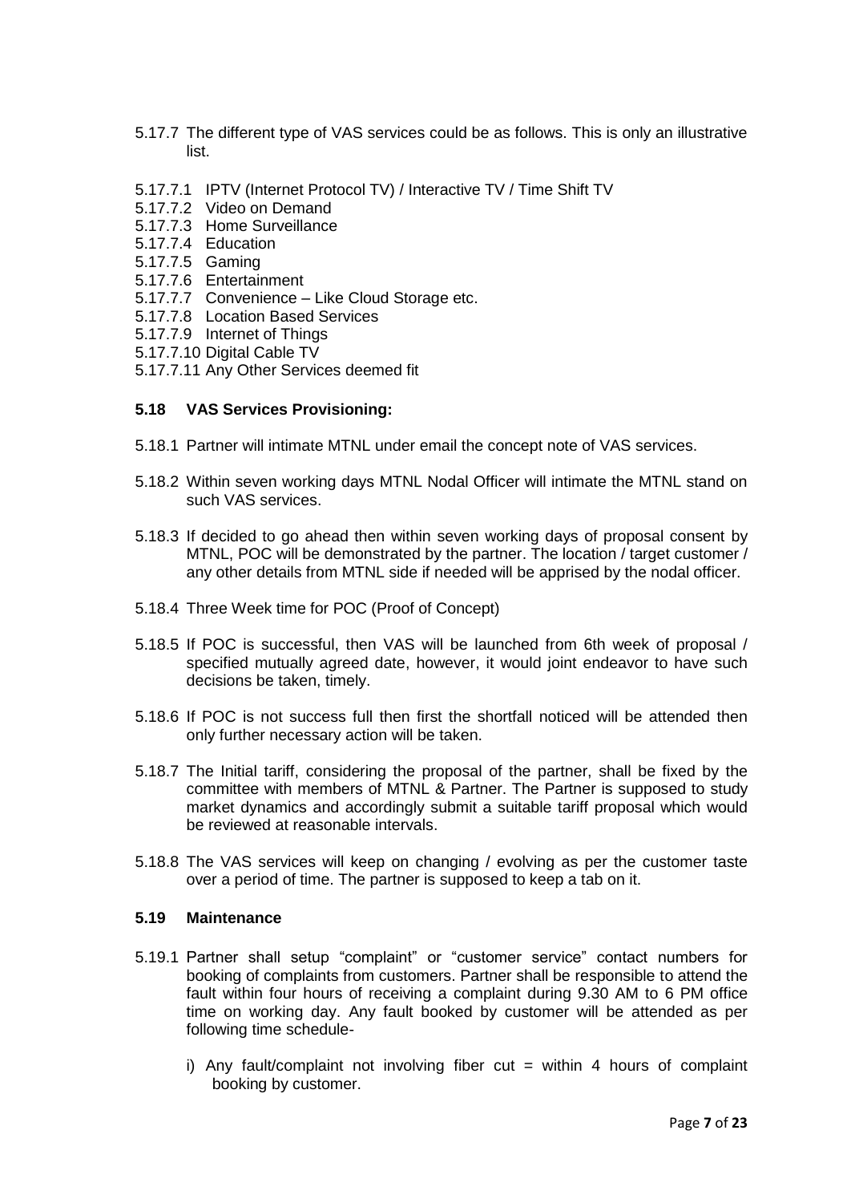5.17.7 The different type of VAS services could be as follows. This is only an illustrative list.

5.17.7.1 IPTV (Internet Protocol TV) / Interactive TV / Time Shift TV
5.17.7.2 Video on Demand
5.17.7.3 Home Surveillance
5.17.7.4 Education
5.17.7.5 Gaming
5.17.7.6 Entertainment
5.17.7.7 Convenience – Like Cloud Storage etc.
5.17.7.8 Location Based Services
5.17.7.9 Internet of Things
5.17.7.10 Digital Cable TV
5.17.7.11 Any Other Services deemed fit

### 5.18 VAS Services Provisioning:

5.18.1 Partner will intimate MTNL under email the concept note of VAS services.

5.18.2 Within seven working days MTNL Nodal Officer will intimate the MTNL stand on such VAS services.

5.18.3 If decided to go ahead then within seven working days of proposal consent by MTNL, POC will be demonstrated by the partner. The location / target customer / any other details from MTNL side if needed will be apprised by the nodal officer.

5.18.4 Three Week time for POC (Proof of Concept)

5.18.5 If POC is successful, then VAS will be launched from 6th week of proposal / specified mutually agreed date, however, it would joint endeavor to have such decisions be taken, timely.

5.18.6 If POC is not success full then first the shortfall noticed will be attended then only further necessary action will be taken.

5.18.7 The Initial tariff, considering the proposal of the partner, shall be fixed by the committee with members of MTNL & Partner. The Partner is supposed to study market dynamics and accordingly submit a suitable tariff proposal which would be reviewed at reasonable intervals.

5.18.8 The VAS services will keep on changing / evolving as per the customer taste over a period of time. The partner is supposed to keep a tab on it.

### 5.19 Maintenance

5.19.1 Partner shall setup "complaint" or "customer service" contact numbers for booking of complaints from customers. Partner shall be responsible to attend the fault within four hours of receiving a complaint during 9.30 AM to 6 PM office time on working day. Any fault booked by customer will be attended as per following time schedule-

i) Any fault/complaint not involving fiber cut = within 4 hours of complaint booking by customer.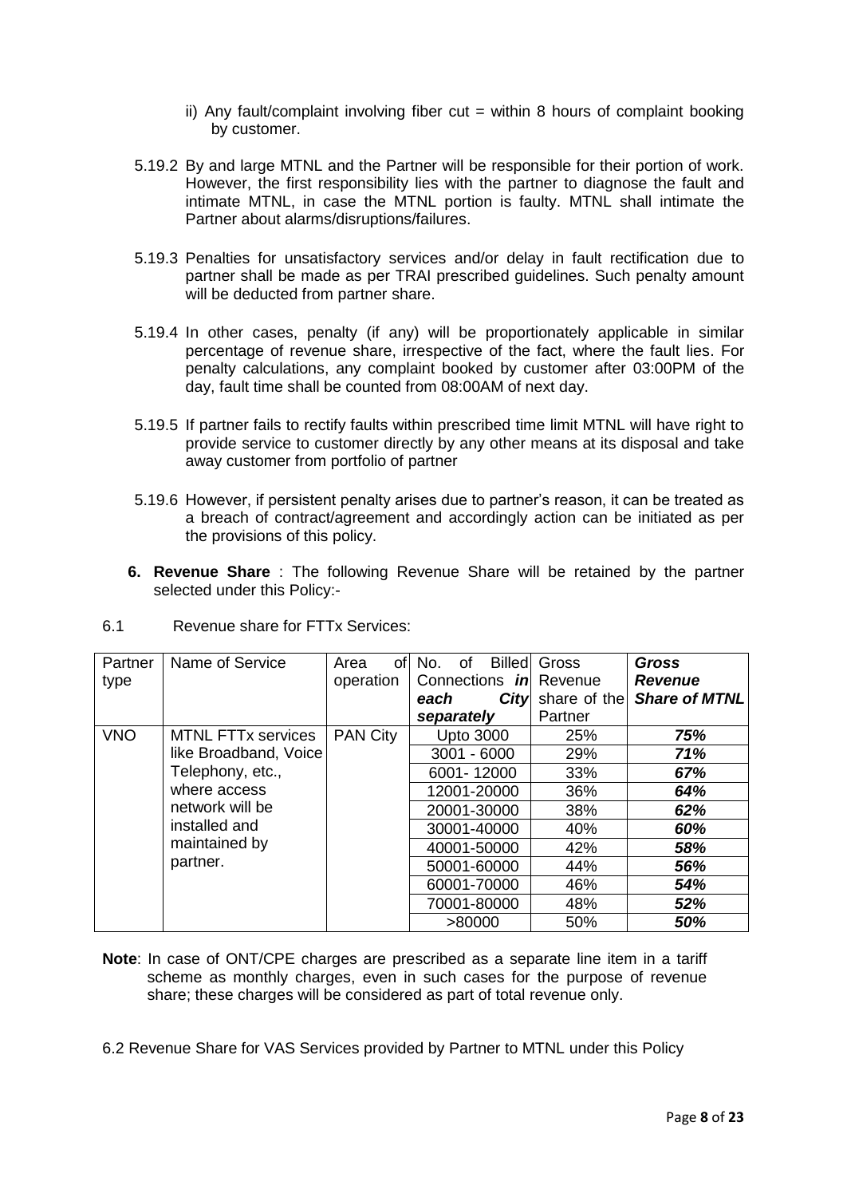ii) Any fault/complaint involving fiber cut = within 8 hours of complaint booking by customer.

5.19.2 By and large MTNL and the Partner will be responsible for their portion of work. However, the first responsibility lies with the partner to diagnose the fault and intimate MTNL, in case the MTNL portion is faulty. MTNL shall intimate the Partner about alarms/disruptions/failures.

5.19.3 Penalties for unsatisfactory services and/or delay in fault rectification due to partner shall be made as per TRAI prescribed guidelines. Such penalty amount will be deducted from partner share.

5.19.4 In other cases, penalty (if any) will be proportionately applicable in similar percentage of revenue share, irrespective of the fact, where the fault lies. For penalty calculations, any complaint booked by customer after 03:00PM of the day, fault time shall be counted from 08:00AM of next day.

5.19.5 If partner fails to rectify faults within prescribed time limit MTNL will have right to provide service to customer directly by any other means at its disposal and take away customer from portfolio of partner

5.19.6 However, if persistent penalty arises due to partner's reason, it can be treated as a breach of contract/agreement and accordingly action can be initiated as per the provisions of this policy.

**6. Revenue Share** : The following Revenue Share will be retained by the partner selected under this Policy:-

6.1 Revenue share for FTTx Services:

| Partner type | Name of Service | Area of operation | No. of Billed Connections ***in each City separately*** | Gross Revenue share of the Partner | ***Gross Revenue Share of MTNL*** |
|---|---|---|---|---|---|
| VNO | MTNL FTTx services like Broadband, Voice Telephony, etc., where access network will be installed and maintained by partner. | PAN City | Upto 3000 | 25% | ***75%*** |
| | | | 3001 - 6000 | 29% | ***71%*** |
| | | | 6001- 12000 | 33% | ***67%*** |
| | | | 12001-20000 | 36% | ***64%*** |
| | | | 20001-30000 | 38% | ***62%*** |
| | | | 30001-40000 | 40% | ***60%*** |
| | | | 40001-50000 | 42% | ***58%*** |
| | | | 50001-60000 | 44% | ***56%*** |
| | | | 60001-70000 | 46% | ***54%*** |
| | | | 70001-80000 | 48% | ***52%*** |
| | | | >80000 | 50% | ***50%*** |

**Note**: In case of ONT/CPE charges are prescribed as a separate line item in a tariff scheme as monthly charges, even in such cases for the purpose of revenue share; these charges will be considered as part of total revenue only.

6.2 Revenue Share for VAS Services provided by Partner to MTNL under this Policy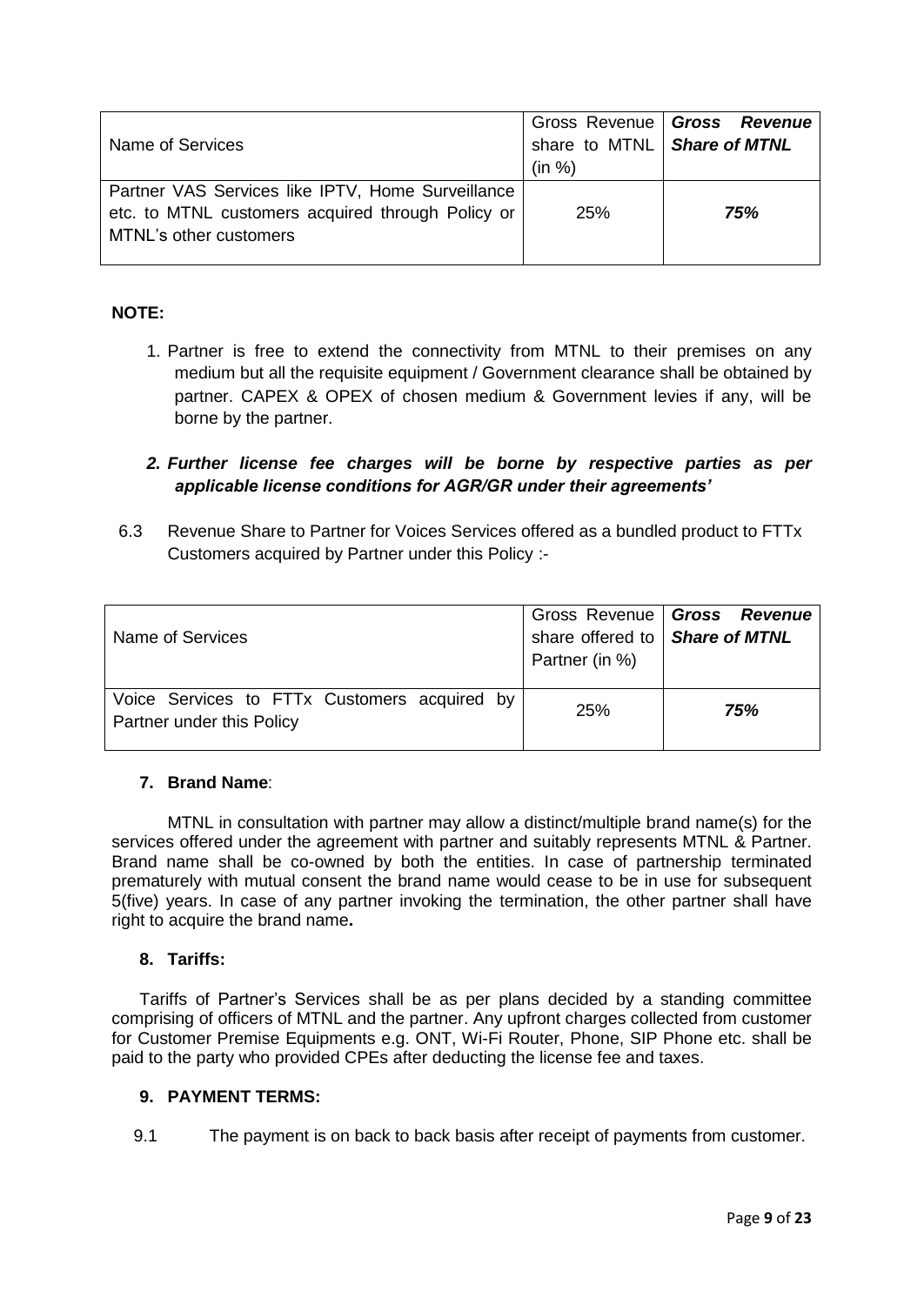| Name of Services | Gross Revenue share to MTNL (in %) | ***Gross Revenue Share of MTNL*** |
|---|---|---|
| Partner VAS Services like IPTV, Home Surveillance etc. to MTNL customers acquired through Policy or MTNL's other customers | 25% | ***75%*** |

**NOTE:**

1. Partner is free to extend the connectivity from MTNL to their premises on any medium but all the requisite equipment / Government clearance shall be obtained by partner. CAPEX & OPEX of chosen medium & Government levies if any, will be borne by the partner.

2. ***Further license fee charges will be borne by respective parties as per applicable license conditions for AGR/GR under their agreements'***

6.3 Revenue Share to Partner for Voices Services offered as a bundled product to FTTx Customers acquired by Partner under this Policy :-

| Name of Services | Gross Revenue share offered to Partner (in %) | ***Gross Revenue Share of MTNL*** |
|---|---|---|
| Voice Services to FTTx Customers acquired by Partner under this Policy | 25% | ***75%*** |

### 7. Brand Name:

MTNL in consultation with partner may allow a distinct/multiple brand name(s) for the services offered under the agreement with partner and suitably represents MTNL & Partner. Brand name shall be co-owned by both the entities. In case of partnership terminated prematurely with mutual consent the brand name would cease to be in use for subsequent 5(five) years. In case of any partner invoking the termination, the other partner shall have right to acquire the brand name**.**

### 8. Tariffs:

Tariffs of Partner's Services shall be as per plans decided by a standing committee comprising of officers of MTNL and the partner. Any upfront charges collected from customer for Customer Premise Equipments e.g. ONT, Wi-Fi Router, Phone, SIP Phone etc. shall be paid to the party who provided CPEs after deducting the license fee and taxes.

### 9. PAYMENT TERMS:

9.1 The payment is on back to back basis after receipt of payments from customer.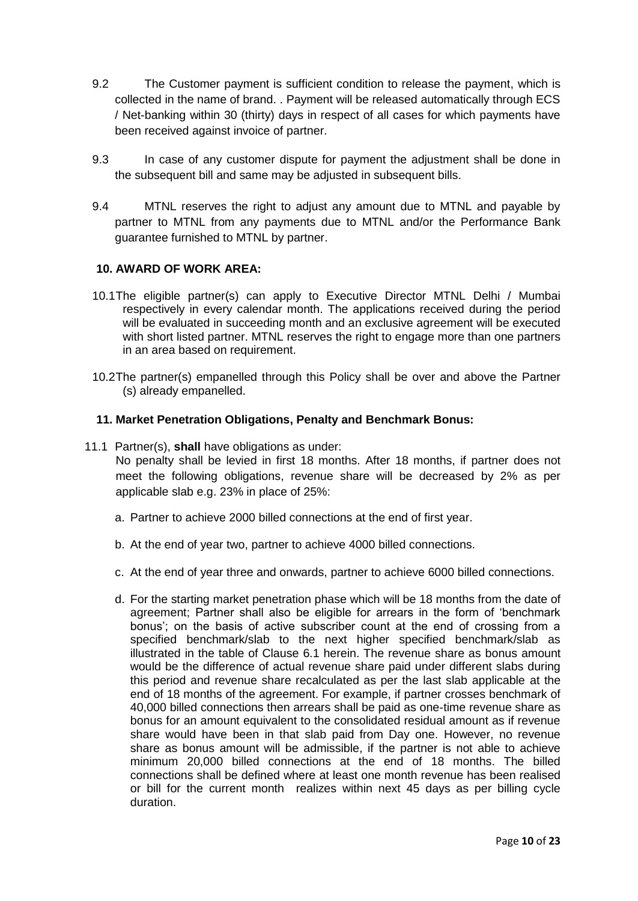9.2 The Customer payment is sufficient condition to release the payment, which is collected in the name of brand. . Payment will be released automatically through ECS / Net-banking within 30 (thirty) days in respect of all cases for which payments have been received against invoice of partner.

9.3 In case of any customer dispute for payment the adjustment shall be done in the subsequent bill and same may be adjusted in subsequent bills.

9.4 MTNL reserves the right to adjust any amount due to MTNL and payable by partner to MTNL from any payments due to MTNL and/or the Performance Bank guarantee furnished to MTNL by partner.

## 10. AWARD OF WORK AREA:

10.1 The eligible partner(s) can apply to Executive Director MTNL Delhi / Mumbai respectively in every calendar month. The applications received during the period will be evaluated in succeeding month and an exclusive agreement will be executed with short listed partner. MTNL reserves the right to engage more than one partners in an area based on requirement.

10.2 The partner(s) empanelled through this Policy shall be over and above the Partner (s) already empanelled.

## 11. Market Penetration Obligations, Penalty and Benchmark Bonus:

11.1 Partner(s), **shall** have obligations as under:

No penalty shall be levied in first 18 months. After 18 months, if partner does not meet the following obligations, revenue share will be decreased by 2% as per applicable slab e.g. 23% in place of 25%:

a. Partner to achieve 2000 billed connections at the end of first year.

b. At the end of year two, partner to achieve 4000 billed connections.

c. At the end of year three and onwards, partner to achieve 6000 billed connections.

d. For the starting market penetration phase which will be 18 months from the date of agreement; Partner shall also be eligible for arrears in the form of 'benchmark bonus'; on the basis of active subscriber count at the end of crossing from a specified benchmark/slab to the next higher specified benchmark/slab as illustrated in the table of Clause 6.1 herein. The revenue share as bonus amount would be the difference of actual revenue share paid under different slabs during this period and revenue share recalculated as per the last slab applicable at the end of 18 months of the agreement. For example, if partner crosses benchmark of 40,000 billed connections then arrears shall be paid as one-time revenue share as bonus for an amount equivalent to the consolidated residual amount as if revenue share would have been in that slab paid from Day one. However, no revenue share as bonus amount will be admissible, if the partner is not able to achieve minimum 20,000 billed connections at the end of 18 months. The billed connections shall be defined where at least one month revenue has been realised or bill for the current month realizes within next 45 days as per billing cycle duration.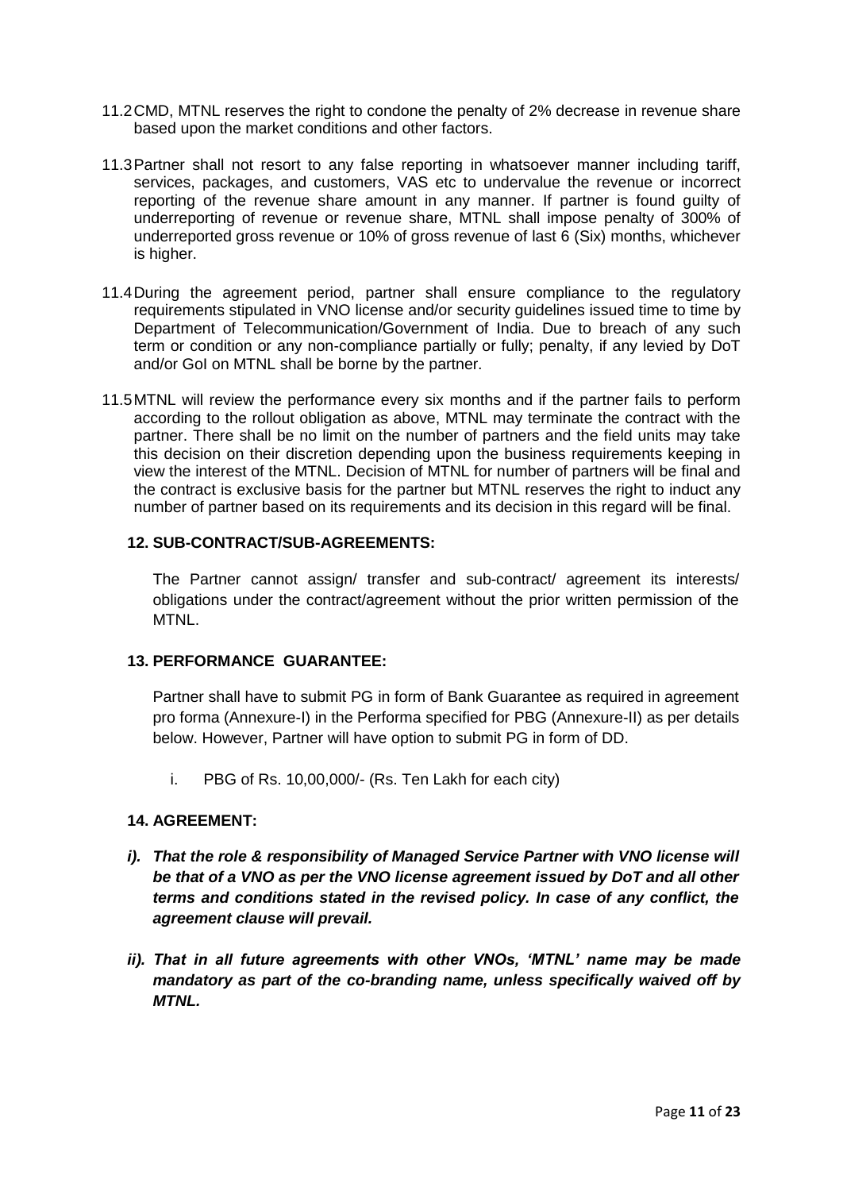11.2 CMD, MTNL reserves the right to condone the penalty of 2% decrease in revenue share based upon the market conditions and other factors.

11.3 Partner shall not resort to any false reporting in whatsoever manner including tariff, services, packages, and customers, VAS etc to undervalue the revenue or incorrect reporting of the revenue share amount in any manner. If partner is found guilty of underreporting of revenue or revenue share, MTNL shall impose penalty of 300% of underreported gross revenue or 10% of gross revenue of last 6 (Six) months, whichever is higher.

11.4 During the agreement period, partner shall ensure compliance to the regulatory requirements stipulated in VNO license and/or security guidelines issued time to time by Department of Telecommunication/Government of India. Due to breach of any such term or condition or any non-compliance partially or fully; penalty, if any levied by DoT and/or GoI on MTNL shall be borne by the partner.

11.5 MTNL will review the performance every six months and if the partner fails to perform according to the rollout obligation as above, MTNL may terminate the contract with the partner. There shall be no limit on the number of partners and the field units may take this decision on their discretion depending upon the business requirements keeping in view the interest of the MTNL. Decision of MTNL for number of partners will be final and the contract is exclusive basis for the partner but MTNL reserves the right to induct any number of partner based on its requirements and its decision in this regard will be final.

## 12. SUB-CONTRACT/SUB-AGREEMENTS:

The Partner cannot assign/ transfer and sub-contract/ agreement its interests/ obligations under the contract/agreement without the prior written permission of the MTNL.

## 13. PERFORMANCE GUARANTEE:

Partner shall have to submit PG in form of Bank Guarantee as required in agreement pro forma (Annexure-I) in the Performa specified for PBG (Annexure-II) as per details below. However, Partner will have option to submit PG in form of DD.

i. PBG of Rs. 10,00,000/- (Rs. Ten Lakh for each city)

## 14. AGREEMENT:

***i). That the role & responsibility of Managed Service Partner with VNO license will be that of a VNO as per the VNO license agreement issued by DoT and all other terms and conditions stated in the revised policy. In case of any conflict, the agreement clause will prevail.***

***ii). That in all future agreements with other VNOs, 'MTNL' name may be made mandatory as part of the co-branding name, unless specifically waived off by MTNL.***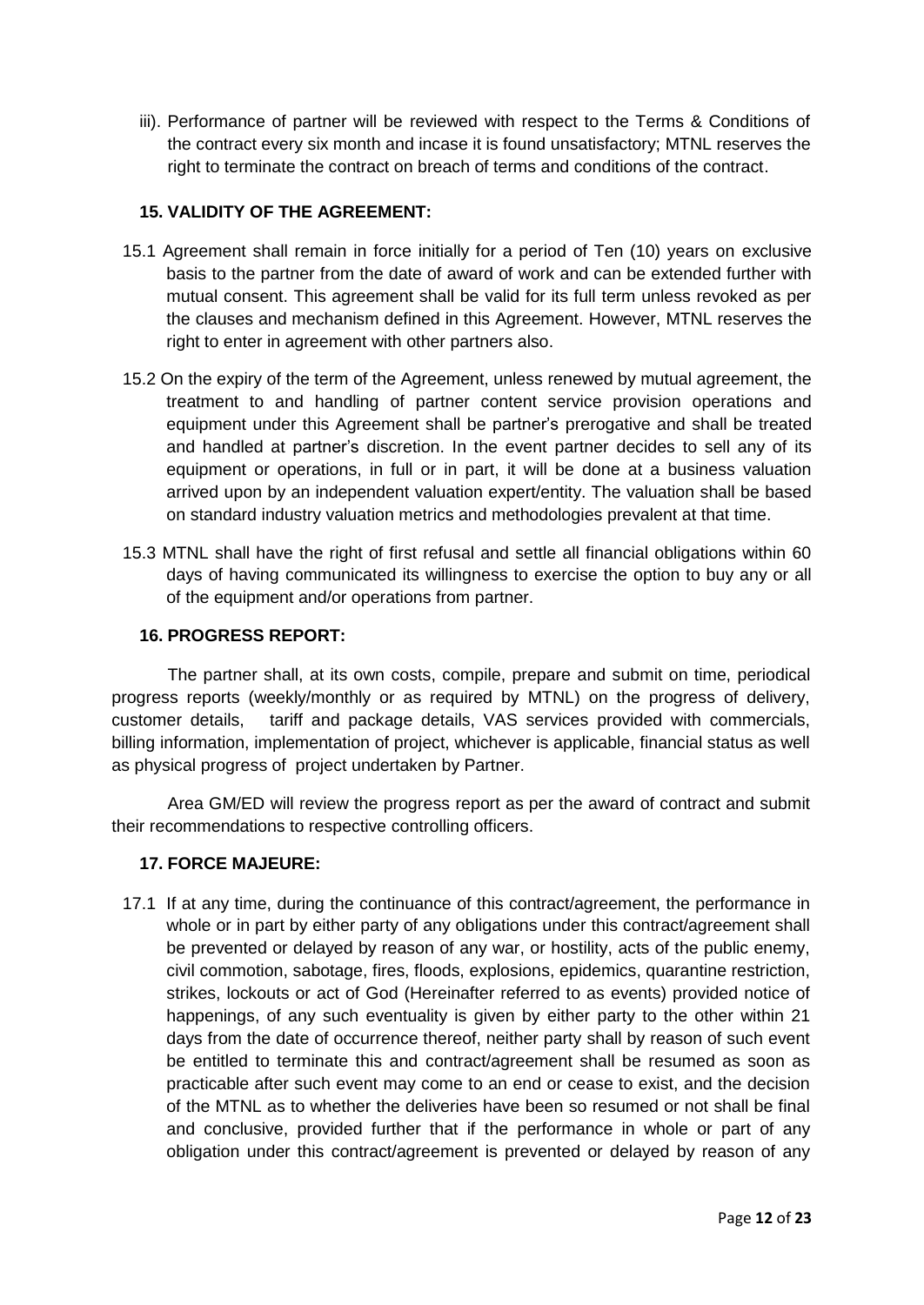iii). Performance of partner will be reviewed with respect to the Terms & Conditions of the contract every six month and incase it is found unsatisfactory; MTNL reserves the right to terminate the contract on breach of terms and conditions of the contract.

### 15. VALIDITY OF THE AGREEMENT:

15.1 Agreement shall remain in force initially for a period of Ten (10) years on exclusive basis to the partner from the date of award of work and can be extended further with mutual consent. This agreement shall be valid for its full term unless revoked as per the clauses and mechanism defined in this Agreement. However, MTNL reserves the right to enter in agreement with other partners also.

15.2 On the expiry of the term of the Agreement, unless renewed by mutual agreement, the treatment to and handling of partner content service provision operations and equipment under this Agreement shall be partner's prerogative and shall be treated and handled at partner's discretion. In the event partner decides to sell any of its equipment or operations, in full or in part, it will be done at a business valuation arrived upon by an independent valuation expert/entity. The valuation shall be based on standard industry valuation metrics and methodologies prevalent at that time.

15.3 MTNL shall have the right of first refusal and settle all financial obligations within 60 days of having communicated its willingness to exercise the option to buy any or all of the equipment and/or operations from partner.

### 16. PROGRESS REPORT:

The partner shall, at its own costs, compile, prepare and submit on time, periodical progress reports (weekly/monthly or as required by MTNL) on the progress of delivery, customer details, tariff and package details, VAS services provided with commercials, billing information, implementation of project, whichever is applicable, financial status as well as physical progress of project undertaken by Partner.

Area GM/ED will review the progress report as per the award of contract and submit their recommendations to respective controlling officers.

### 17. FORCE MAJEURE:

17.1 If at any time, during the continuance of this contract/agreement, the performance in whole or in part by either party of any obligations under this contract/agreement shall be prevented or delayed by reason of any war, or hostility, acts of the public enemy, civil commotion, sabotage, fires, floods, explosions, epidemics, quarantine restriction, strikes, lockouts or act of God (Hereinafter referred to as events) provided notice of happenings, of any such eventuality is given by either party to the other within 21 days from the date of occurrence thereof, neither party shall by reason of such event be entitled to terminate this and contract/agreement shall be resumed as soon as practicable after such event may come to an end or cease to exist, and the decision of the MTNL as to whether the deliveries have been so resumed or not shall be final and conclusive, provided further that if the performance in whole or part of any obligation under this contract/agreement is prevented or delayed by reason of any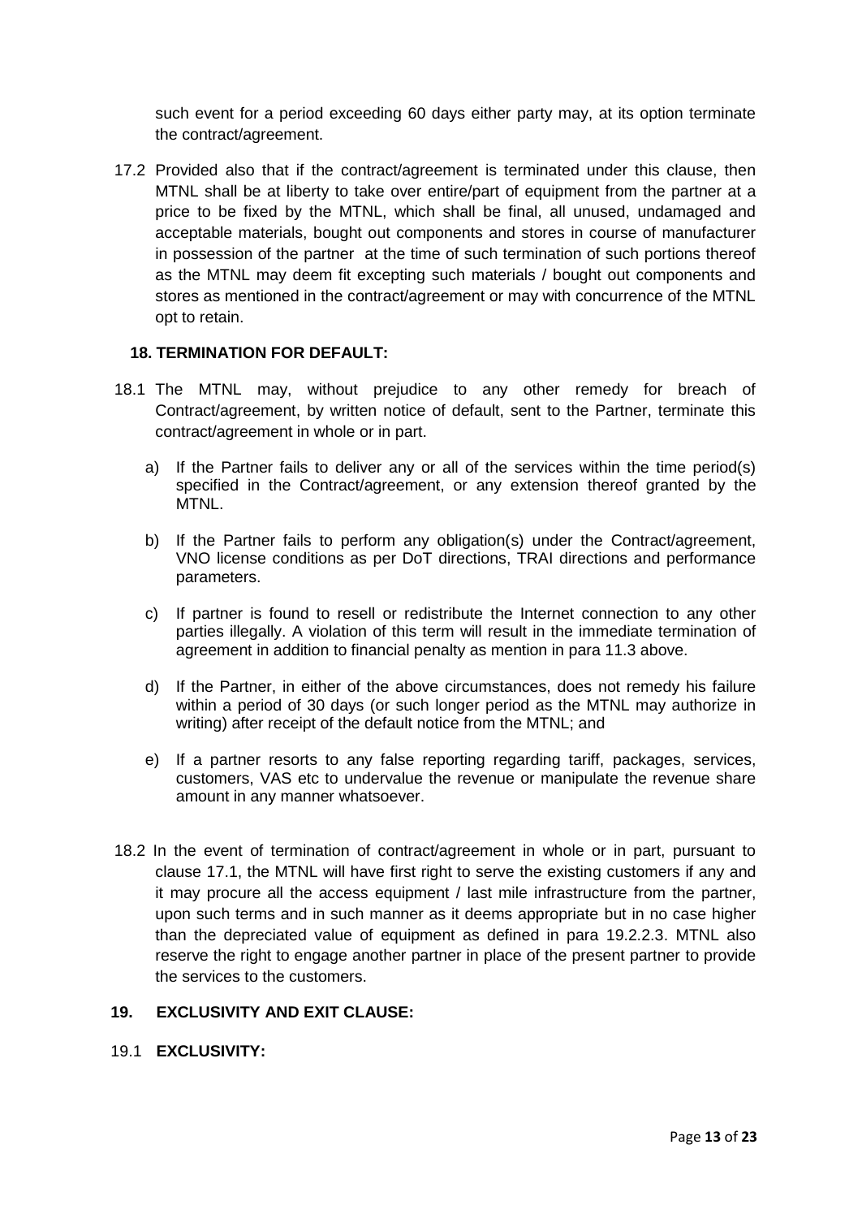such event for a period exceeding 60 days either party may, at its option terminate the contract/agreement.

17.2 Provided also that if the contract/agreement is terminated under this clause, then MTNL shall be at liberty to take over entire/part of equipment from the partner at a price to be fixed by the MTNL, which shall be final, all unused, undamaged and acceptable materials, bought out components and stores in course of manufacturer in possession of the partner at the time of such termination of such portions thereof as the MTNL may deem fit excepting such materials / bought out components and stores as mentioned in the contract/agreement or may with concurrence of the MTNL opt to retain.

## 18. TERMINATION FOR DEFAULT:

18.1 The MTNL may, without prejudice to any other remedy for breach of Contract/agreement, by written notice of default, sent to the Partner, terminate this contract/agreement in whole or in part.

a) If the Partner fails to deliver any or all of the services within the time period(s) specified in the Contract/agreement, or any extension thereof granted by the MTNL.

b) If the Partner fails to perform any obligation(s) under the Contract/agreement, VNO license conditions as per DoT directions, TRAI directions and performance parameters.

c) If partner is found to resell or redistribute the Internet connection to any other parties illegally. A violation of this term will result in the immediate termination of agreement in addition to financial penalty as mention in para 11.3 above.

d) If the Partner, in either of the above circumstances, does not remedy his failure within a period of 30 days (or such longer period as the MTNL may authorize in writing) after receipt of the default notice from the MTNL; and

e) If a partner resorts to any false reporting regarding tariff, packages, services, customers, VAS etc to undervalue the revenue or manipulate the revenue share amount in any manner whatsoever.

18.2 In the event of termination of contract/agreement in whole or in part, pursuant to clause 17.1, the MTNL will have first right to serve the existing customers if any and it may procure all the access equipment / last mile infrastructure from the partner, upon such terms and in such manner as it deems appropriate but in no case higher than the depreciated value of equipment as defined in para 19.2.2.3. MTNL also reserve the right to engage another partner in place of the present partner to provide the services to the customers.

## 19. EXCLUSIVITY AND EXIT CLAUSE:

### 19.1 EXCLUSIVITY: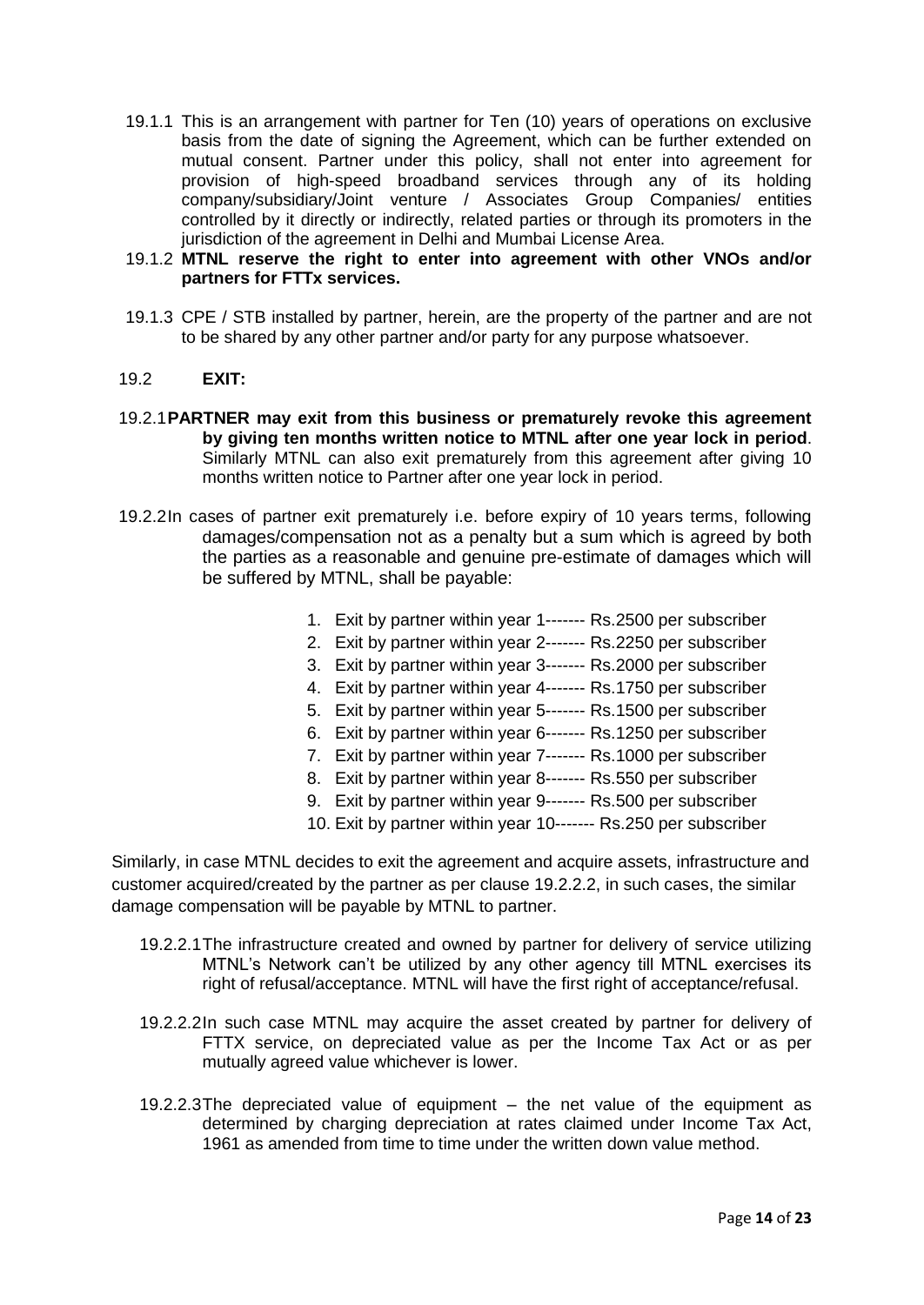19.1.1 This is an arrangement with partner for Ten (10) years of operations on exclusive basis from the date of signing the Agreement, which can be further extended on mutual consent. Partner under this policy, shall not enter into agreement for provision of high-speed broadband services through any of its holding company/subsidiary/Joint venture / Associates Group Companies/ entities controlled by it directly or indirectly, related parties or through its promoters in the jurisdiction of the agreement in Delhi and Mumbai License Area.

19.1.2 **MTNL reserve the right to enter into agreement with other VNOs and/or partners for FTTx services.**

19.1.3 CPE / STB installed by partner, herein, are the property of the partner and are not to be shared by any other partner and/or party for any purpose whatsoever.

19.2 **EXIT:**

19.2.1 **PARTNER may exit from this business or prematurely revoke this agreement by giving ten months written notice to MTNL after one year lock in period**. Similarly MTNL can also exit prematurely from this agreement after giving 10 months written notice to Partner after one year lock in period.

19.2.2 In cases of partner exit prematurely i.e. before expiry of 10 years terms, following damages/compensation not as a penalty but a sum which is agreed by both the parties as a reasonable and genuine pre-estimate of damages which will be suffered by MTNL, shall be payable:

1. Exit by partner within year 1------- Rs.2500 per subscriber
2. Exit by partner within year 2------- Rs.2250 per subscriber
3. Exit by partner within year 3------- Rs.2000 per subscriber
4. Exit by partner within year 4------- Rs.1750 per subscriber
5. Exit by partner within year 5------- Rs.1500 per subscriber
6. Exit by partner within year 6------- Rs.1250 per subscriber
7. Exit by partner within year 7------- Rs.1000 per subscriber
8. Exit by partner within year 8------- Rs.550 per subscriber
9. Exit by partner within year 9------- Rs.500 per subscriber
10. Exit by partner within year 10------- Rs.250 per subscriber

Similarly, in case MTNL decides to exit the agreement and acquire assets, infrastructure and customer acquired/created by the partner as per clause 19.2.2.2, in such cases, the similar damage compensation will be payable by MTNL to partner.

19.2.2.1 The infrastructure created and owned by partner for delivery of service utilizing MTNL's Network can't be utilized by any other agency till MTNL exercises its right of refusal/acceptance. MTNL will have the first right of acceptance/refusal.

19.2.2.2 In such case MTNL may acquire the asset created by partner for delivery of FTTX service, on depreciated value as per the Income Tax Act or as per mutually agreed value whichever is lower.

19.2.2.3 The depreciated value of equipment – the net value of the equipment as determined by charging depreciation at rates claimed under Income Tax Act, 1961 as amended from time to time under the written down value method.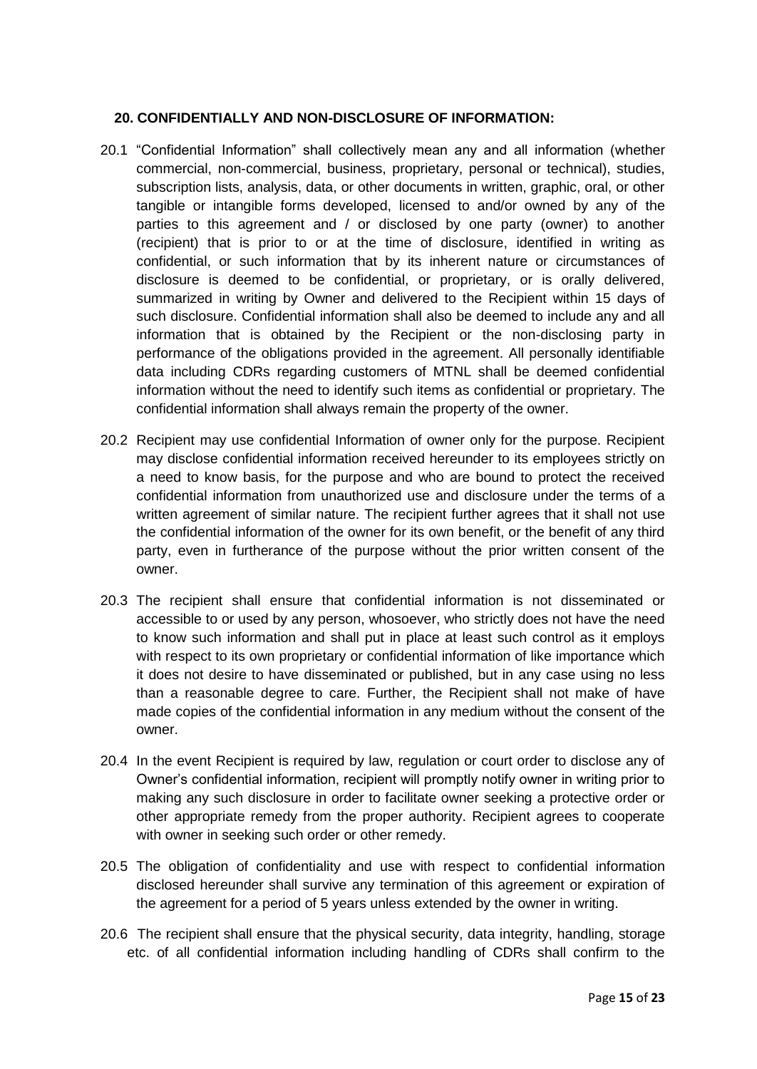## 20. CONFIDENTIALLY AND NON-DISCLOSURE OF INFORMATION:

20.1 "Confidential Information" shall collectively mean any and all information (whether commercial, non-commercial, business, proprietary, personal or technical), studies, subscription lists, analysis, data, or other documents in written, graphic, oral, or other tangible or intangible forms developed, licensed to and/or owned by any of the parties to this agreement and / or disclosed by one party (owner) to another (recipient) that is prior to or at the time of disclosure, identified in writing as confidential, or such information that by its inherent nature or circumstances of disclosure is deemed to be confidential, or proprietary, or is orally delivered, summarized in writing by Owner and delivered to the Recipient within 15 days of such disclosure. Confidential information shall also be deemed to include any and all information that is obtained by the Recipient or the non-disclosing party in performance of the obligations provided in the agreement. All personally identifiable data including CDRs regarding customers of MTNL shall be deemed confidential information without the need to identify such items as confidential or proprietary. The confidential information shall always remain the property of the owner.

20.2 Recipient may use confidential Information of owner only for the purpose. Recipient may disclose confidential information received hereunder to its employees strictly on a need to know basis, for the purpose and who are bound to protect the received confidential information from unauthorized use and disclosure under the terms of a written agreement of similar nature. The recipient further agrees that it shall not use the confidential information of the owner for its own benefit, or the benefit of any third party, even in furtherance of the purpose without the prior written consent of the owner.

20.3 The recipient shall ensure that confidential information is not disseminated or accessible to or used by any person, whosoever, who strictly does not have the need to know such information and shall put in place at least such control as it employs with respect to its own proprietary or confidential information of like importance which it does not desire to have disseminated or published, but in any case using no less than a reasonable degree to care. Further, the Recipient shall not make of have made copies of the confidential information in any medium without the consent of the owner.

20.4 In the event Recipient is required by law, regulation or court order to disclose any of Owner's confidential information, recipient will promptly notify owner in writing prior to making any such disclosure in order to facilitate owner seeking a protective order or other appropriate remedy from the proper authority. Recipient agrees to cooperate with owner in seeking such order or other remedy.

20.5 The obligation of confidentiality and use with respect to confidential information disclosed hereunder shall survive any termination of this agreement or expiration of the agreement for a period of 5 years unless extended by the owner in writing.

20.6 The recipient shall ensure that the physical security, data integrity, handling, storage etc. of all confidential information including handling of CDRs shall confirm to the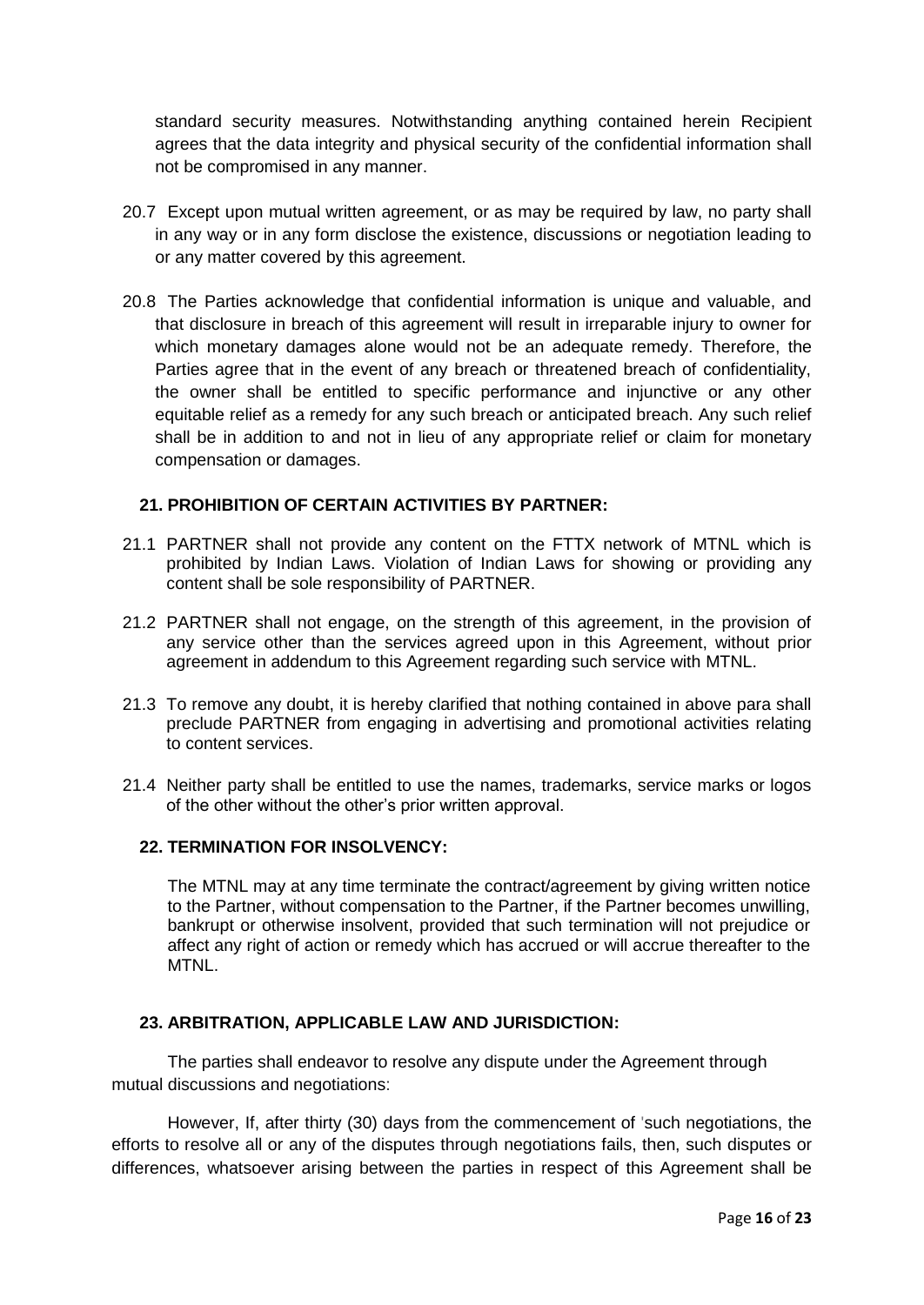standard security measures. Notwithstanding anything contained herein Recipient agrees that the data integrity and physical security of the confidential information shall not be compromised in any manner.

20.7 Except upon mutual written agreement, or as may be required by law, no party shall in any way or in any form disclose the existence, discussions or negotiation leading to or any matter covered by this agreement.

20.8 The Parties acknowledge that confidential information is unique and valuable, and that disclosure in breach of this agreement will result in irreparable injury to owner for which monetary damages alone would not be an adequate remedy. Therefore, the Parties agree that in the event of any breach or threatened breach of confidentiality, the owner shall be entitled to specific performance and injunctive or any other equitable relief as a remedy for any such breach or anticipated breach. Any such relief shall be in addition to and not in lieu of any appropriate relief or claim for monetary compensation or damages.

## 21. PROHIBITION OF CERTAIN ACTIVITIES BY PARTNER:

21.1 PARTNER shall not provide any content on the FTTX network of MTNL which is prohibited by Indian Laws. Violation of Indian Laws for showing or providing any content shall be sole responsibility of PARTNER.

21.2 PARTNER shall not engage, on the strength of this agreement, in the provision of any service other than the services agreed upon in this Agreement, without prior agreement in addendum to this Agreement regarding such service with MTNL.

21.3 To remove any doubt, it is hereby clarified that nothing contained in above para shall preclude PARTNER from engaging in advertising and promotional activities relating to content services.

21.4 Neither party shall be entitled to use the names, trademarks, service marks or logos of the other without the other's prior written approval.

## 22. TERMINATION FOR INSOLVENCY:

The MTNL may at any time terminate the contract/agreement by giving written notice to the Partner, without compensation to the Partner, if the Partner becomes unwilling, bankrupt or otherwise insolvent, provided that such termination will not prejudice or affect any right of action or remedy which has accrued or will accrue thereafter to the MTNL.

## 23. ARBITRATION, APPLICABLE LAW AND JURISDICTION:

The parties shall endeavor to resolve any dispute under the Agreement through mutual discussions and negotiations:

However, If, after thirty (30) days from the commencement of 'such negotiations, the efforts to resolve all or any of the disputes through negotiations fails, then, such disputes or differences, whatsoever arising between the parties in respect of this Agreement shall be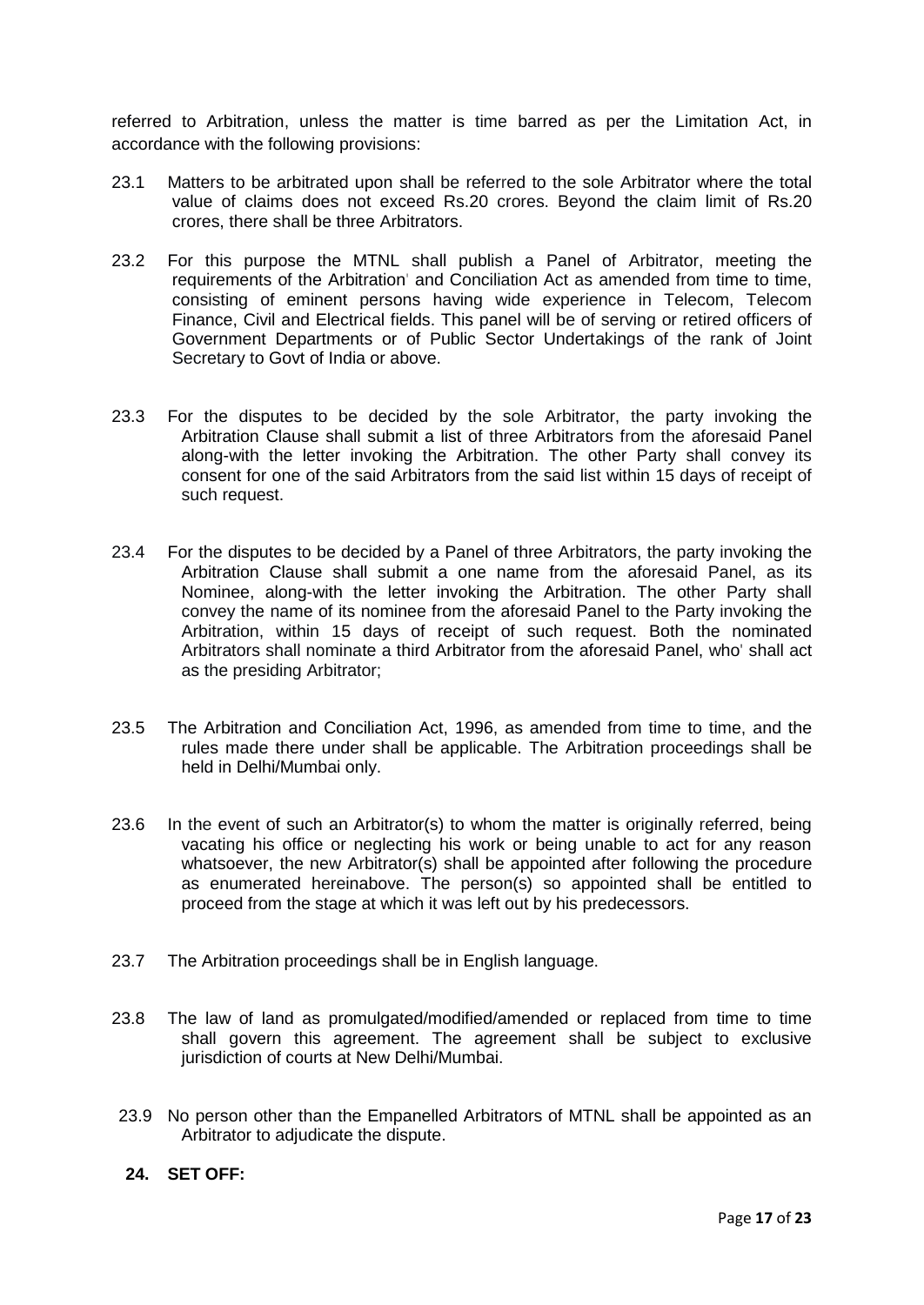referred to Arbitration, unless the matter is time barred as per the Limitation Act, in accordance with the following provisions:

23.1 Matters to be arbitrated upon shall be referred to the sole Arbitrator where the total value of claims does not exceed Rs.20 crores. Beyond the claim limit of Rs.20 crores, there shall be three Arbitrators.

23.2 For this purpose the MTNL shall publish a Panel of Arbitrator, meeting the requirements of the Arbitration' and Conciliation Act as amended from time to time, consisting of eminent persons having wide experience in Telecom, Telecom Finance, Civil and Electrical fields. This panel will be of serving or retired officers of Government Departments or of Public Sector Undertakings of the rank of Joint Secretary to Govt of India or above.

23.3 For the disputes to be decided by the sole Arbitrator, the party invoking the Arbitration Clause shall submit a list of three Arbitrators from the aforesaid Panel along-with the letter invoking the Arbitration. The other Party shall convey its consent for one of the said Arbitrators from the said list within 15 days of receipt of such request.

23.4 For the disputes to be decided by a Panel of three Arbitrators, the party invoking the Arbitration Clause shall submit a one name from the aforesaid Panel, as its Nominee, along-with the letter invoking the Arbitration. The other Party shall convey the name of its nominee from the aforesaid Panel to the Party invoking the Arbitration, within 15 days of receipt of such request. Both the nominated Arbitrators shall nominate a third Arbitrator from the aforesaid Panel, who' shall act as the presiding Arbitrator;

23.5 The Arbitration and Conciliation Act, 1996, as amended from time to time, and the rules made there under shall be applicable. The Arbitration proceedings shall be held in Delhi/Mumbai only.

23.6 In the event of such an Arbitrator(s) to whom the matter is originally referred, being vacating his office or neglecting his work or being unable to act for any reason whatsoever, the new Arbitrator(s) shall be appointed after following the procedure as enumerated hereinabove. The person(s) so appointed shall be entitled to proceed from the stage at which it was left out by his predecessors.

23.7 The Arbitration proceedings shall be in English language.

23.8 The law of land as promulgated/modified/amended or replaced from time to time shall govern this agreement. The agreement shall be subject to exclusive jurisdiction of courts at New Delhi/Mumbai.

23.9 No person other than the Empanelled Arbitrators of MTNL shall be appointed as an Arbitrator to adjudicate the dispute.

**24. SET OFF:**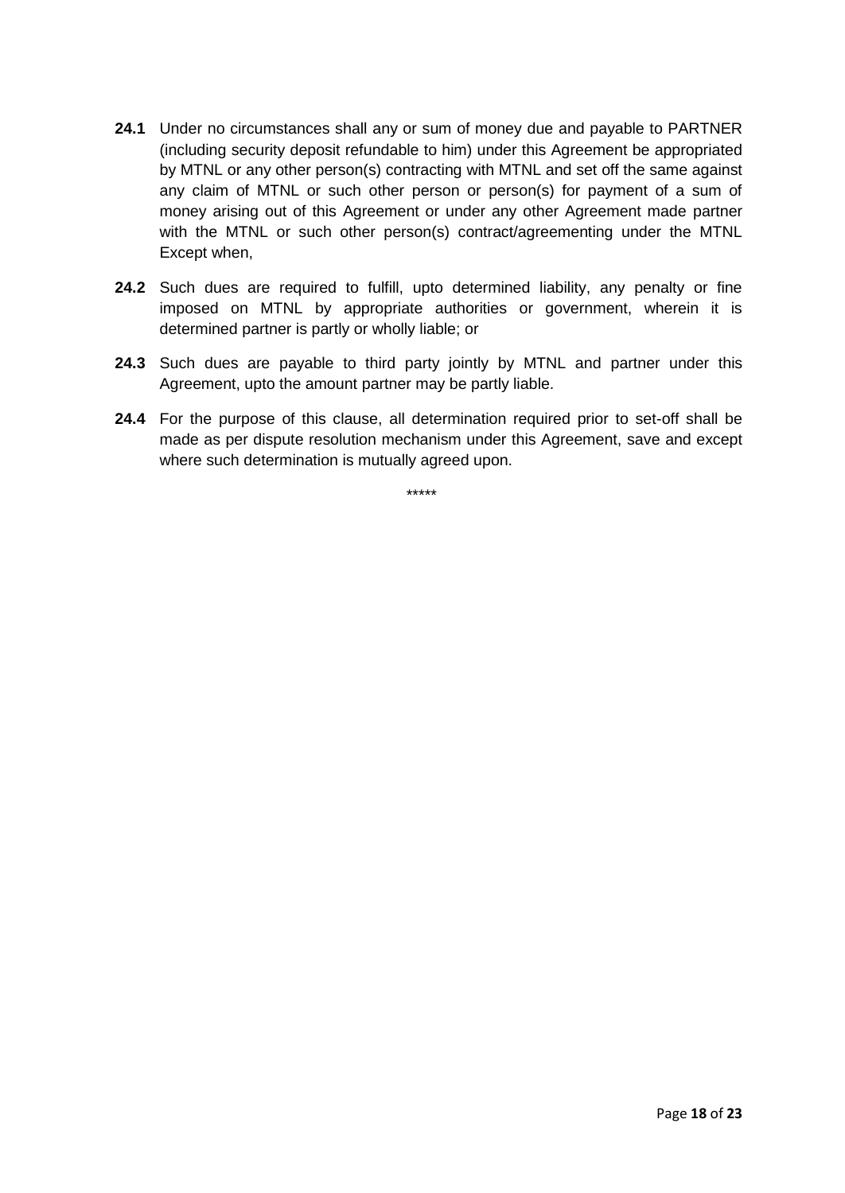**24.1** Under no circumstances shall any or sum of money due and payable to PARTNER (including security deposit refundable to him) under this Agreement be appropriated by MTNL or any other person(s) contracting with MTNL and set off the same against any claim of MTNL or such other person or person(s) for payment of a sum of money arising out of this Agreement or under any other Agreement made partner with the MTNL or such other person(s) contract/agreementing under the MTNL Except when,

**24.2** Such dues are required to fulfill, upto determined liability, any penalty or fine imposed on MTNL by appropriate authorities or government, wherein it is determined partner is partly or wholly liable; or

**24.3** Such dues are payable to third party jointly by MTNL and partner under this Agreement, upto the amount partner may be partly liable.

**24.4** For the purpose of this clause, all determination required prior to set-off shall be made as per dispute resolution mechanism under this Agreement, save and except where such determination is mutually agreed upon.

*****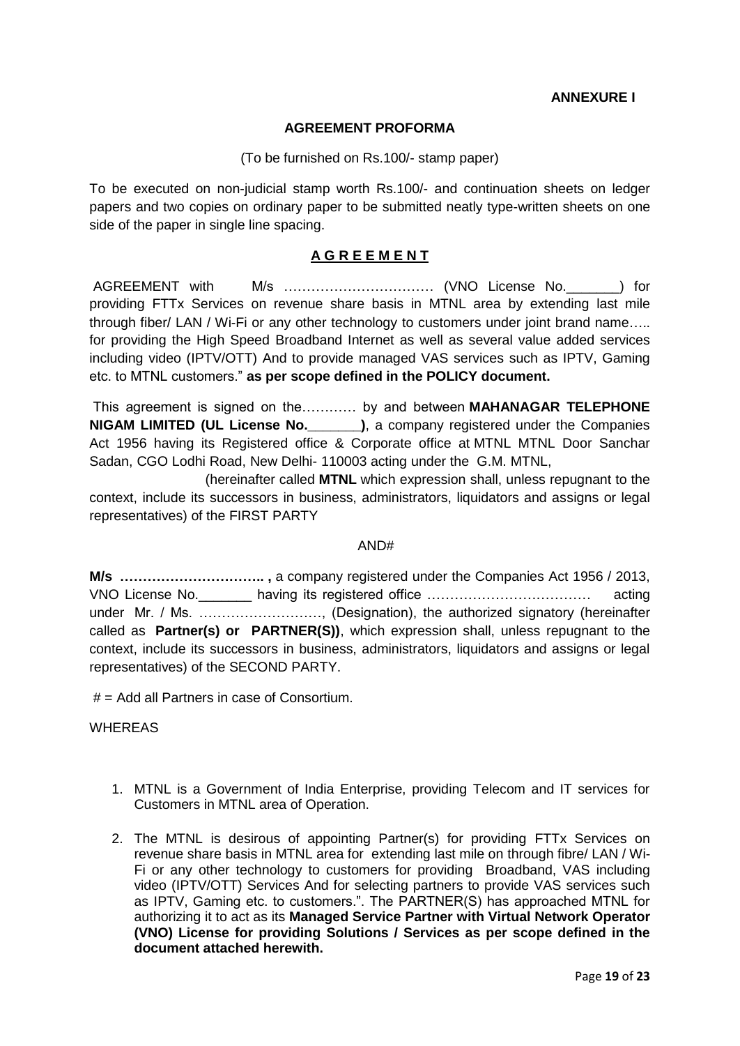**ANNEXURE I**

**AGREEMENT PROFORMA**

(To be furnished on Rs.100/- stamp paper)

To be executed on non-judicial stamp worth Rs.100/- and continuation sheets on ledger papers and two copies on ordinary paper to be submitted neatly type-written sheets on one side of the paper in single line spacing.

**A G R E E M E N T**

AGREEMENT with M/s …………………………… (VNO License No._______) for providing FTTx Services on revenue share basis in MTNL area by extending last mile through fiber/ LAN / Wi-Fi or any other technology to customers under joint brand name….. for providing the High Speed Broadband Internet as well as several value added services including video (IPTV/OTT) And to provide managed VAS services such as IPTV, Gaming etc. to MTNL customers." **as per scope defined in the POLICY document.**

This agreement is signed on the………… by and between **MAHANAGAR TELEPHONE NIGAM LIMITED (UL License No._______)**, a company registered under the Companies Act 1956 having its Registered office & Corporate office at MTNL MTNL Door Sanchar Sadan, CGO Lodhi Road, New Delhi- 110003 acting under the G.M. MTNL,

(hereinafter called **MTNL** which expression shall, unless repugnant to the context, include its successors in business, administrators, liquidators and assigns or legal representatives) of the FIRST PARTY

AND#

**M/s ………………………….. ,** a company registered under the Companies Act 1956 / 2013, VNO License No._______ having its registered office ……………………………… acting under Mr. / Ms. ………………………, (Designation), the authorized signatory (hereinafter called as **Partner(s) or PARTNER(S))**, which expression shall, unless repugnant to the context, include its successors in business, administrators, liquidators and assigns or legal representatives) of the SECOND PARTY.

# = Add all Partners in case of Consortium.

WHEREAS

1. MTNL is a Government of India Enterprise, providing Telecom and IT services for Customers in MTNL area of Operation.
2. The MTNL is desirous of appointing Partner(s) for providing FTTx Services on revenue share basis in MTNL area for extending last mile on through fibre/ LAN / Wi-Fi or any other technology to customers for providing Broadband, VAS including video (IPTV/OTT) Services And for selecting partners to provide VAS services such as IPTV, Gaming etc. to customers.". The PARTNER(S) has approached MTNL for authorizing it to act as its **Managed Service Partner with Virtual Network Operator (VNO) License for providing Solutions / Services as per scope defined in the document attached herewith.**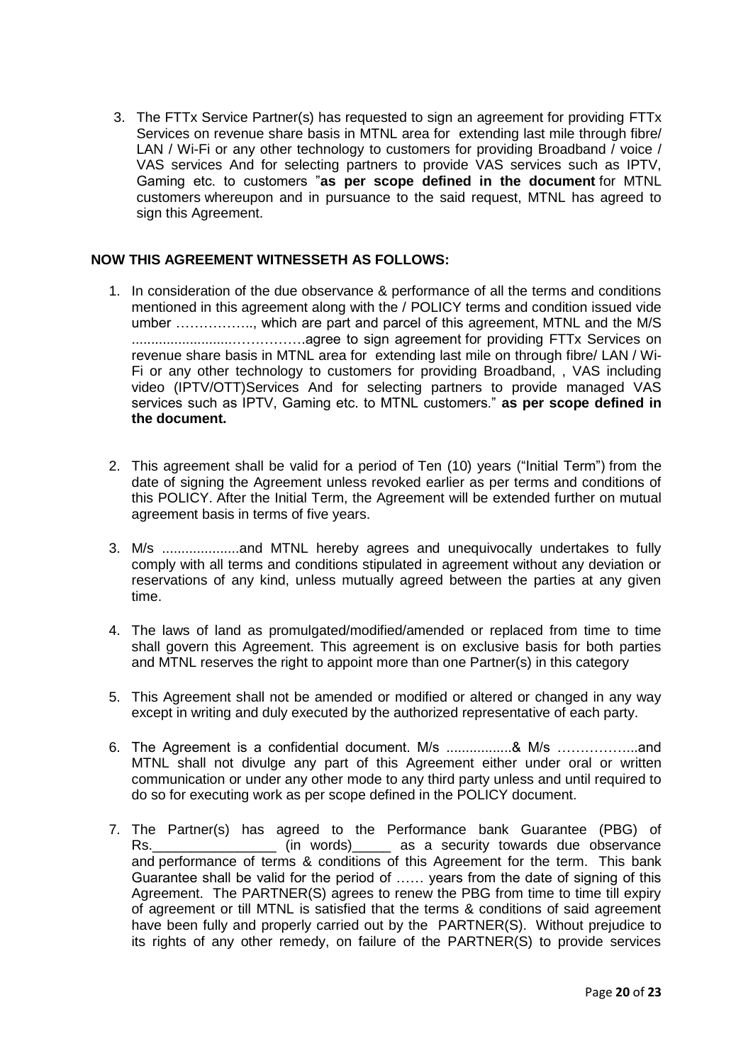3. The FTTx Service Partner(s) has requested to sign an agreement for providing FTTx Services on revenue share basis in MTNL area for extending last mile through fibre/ LAN / Wi-Fi or any other technology to customers for providing Broadband / voice / VAS services And for selecting partners to provide VAS services such as IPTV, Gaming etc. to customers "**as per scope defined in the document** for MTNL customers whereupon and in pursuance to the said request, MTNL has agreed to sign this Agreement.

**NOW THIS AGREEMENT WITNESSETH AS FOLLOWS:**

1. In consideration of the due observance & performance of all the terms and conditions mentioned in this agreement along with the / POLICY terms and condition issued vide umber …………….., which are part and parcel of this agreement, MTNL and the M/S ..........................…………….agree to sign agreement for providing FTTx Services on revenue share basis in MTNL area for extending last mile on through fibre/ LAN / Wi-Fi or any other technology to customers for providing Broadband, , VAS including video (IPTV/OTT)Services And for selecting partners to provide managed VAS services such as IPTV, Gaming etc. to MTNL customers." **as per scope defined in the document.**

2. This agreement shall be valid for a period of Ten (10) years ("Initial Term") from the date of signing the Agreement unless revoked earlier as per terms and conditions of this POLICY. After the Initial Term, the Agreement will be extended further on mutual agreement basis in terms of five years.

3. M/s ....................and MTNL hereby agrees and unequivocally undertakes to fully comply with all terms and conditions stipulated in agreement without any deviation or reservations of any kind, unless mutually agreed between the parties at any given time.

4. The laws of land as promulgated/modified/amended or replaced from time to time shall govern this Agreement. This agreement is on exclusive basis for both parties and MTNL reserves the right to appoint more than one Partner(s) in this category

5. This Agreement shall not be amended or modified or altered or changed in any way except in writing and duly executed by the authorized representative of each party.

6. The Agreement is a confidential document. M/s .................& M/s ……………...and MTNL shall not divulge any part of this Agreement either under oral or written communication or under any other mode to any third party unless and until required to do so for executing work as per scope defined in the POLICY document.

7. The Partner(s) has agreed to the Performance bank Guarantee (PBG) of Rs.________________ (in words)_____ as a security towards due observance and performance of terms & conditions of this Agreement for the term. This bank Guarantee shall be valid for the period of …… years from the date of signing of this Agreement. The PARTNER(S) agrees to renew the PBG from time to time till expiry of agreement or till MTNL is satisfied that the terms & conditions of said agreement have been fully and properly carried out by the PARTNER(S). Without prejudice to its rights of any other remedy, on failure of the PARTNER(S) to provide services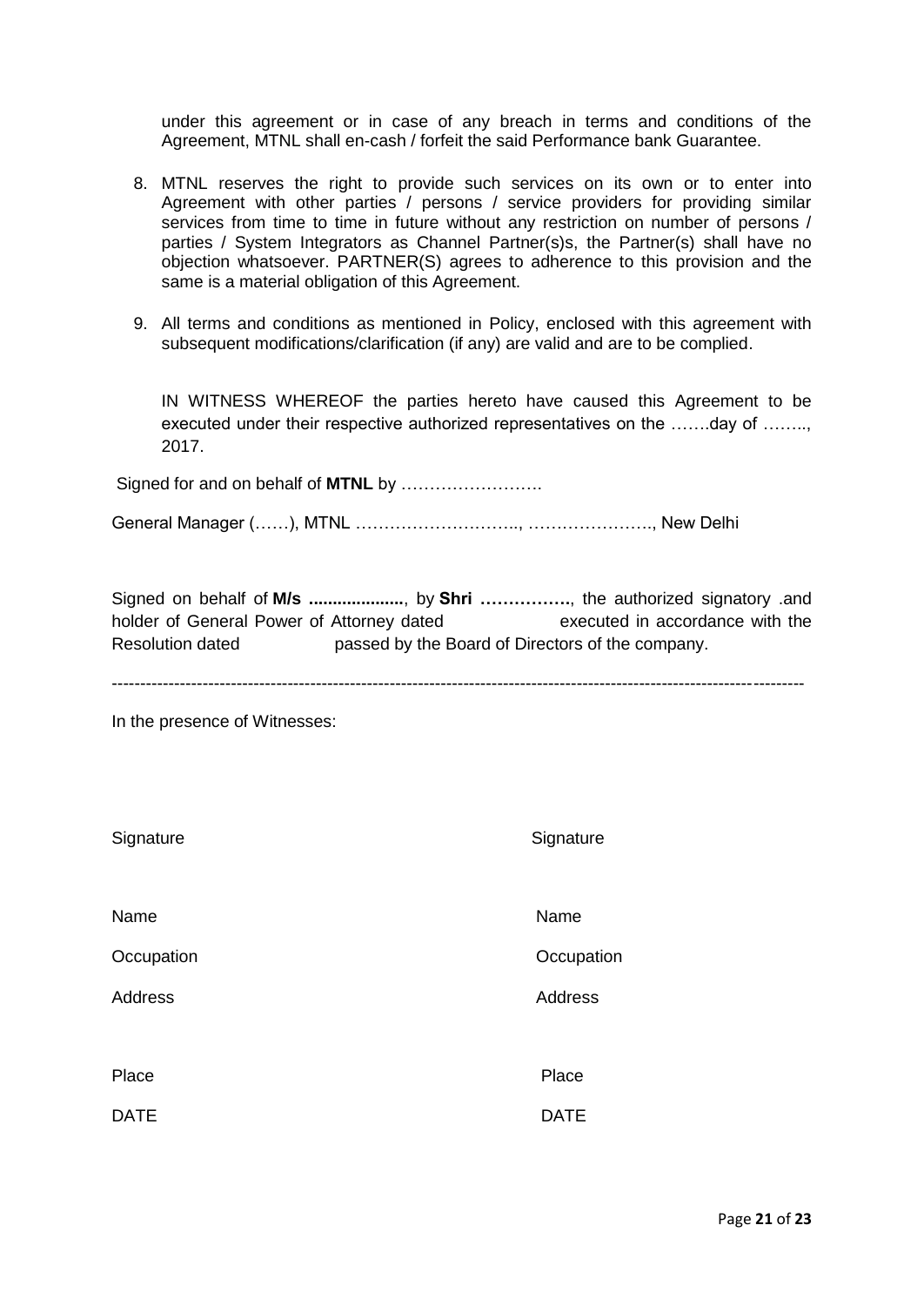under this agreement or in case of any breach in terms and conditions of the Agreement, MTNL shall en-cash / forfeit the said Performance bank Guarantee.

8. MTNL reserves the right to provide such services on its own or to enter into Agreement with other parties / persons / service providers for providing similar services from time to time in future without any restriction on number of persons / parties / System Integrators as Channel Partner(s)s, the Partner(s) shall have no objection whatsoever. PARTNER(S) agrees to adherence to this provision and the same is a material obligation of this Agreement.

9. All terms and conditions as mentioned in Policy, enclosed with this agreement with subsequent modifications/clarification (if any) are valid and are to be complied.

IN WITNESS WHEREOF the parties hereto have caused this Agreement to be executed under their respective authorized representatives on the …….day of …….., 2017.

Signed for and on behalf of **MTNL** by …………………….

General Manager (……), MTNL ……………………….., …………………., New Delhi

Signed on behalf of **M/s ....................**, by **Shri …………….**, the authorized signatory .and holder of General Power of Attorney dated executed in accordance with the Resolution dated passed by the Board of Directors of the company.

---

In the presence of Witnesses:

| | |
|---|---|
| Signature | Signature |
| Name | Name |
| Occupation | Occupation |
| Address | Address |
| Place | Place |
| DATE | DATE |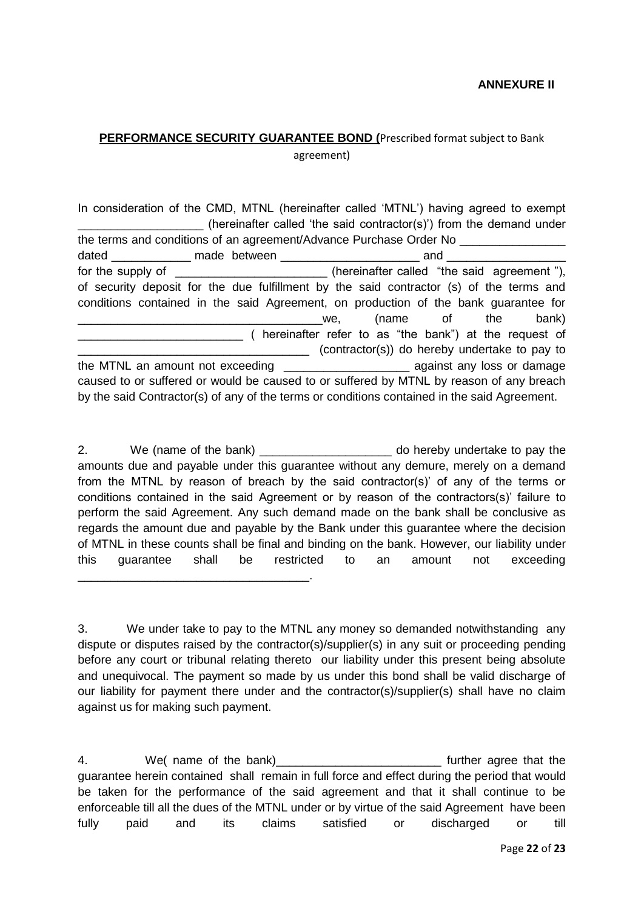**ANNEXURE II**

**PERFORMANCE SECURITY GUARANTEE BOND (**Prescribed format subject to Bank agreement)

In consideration of the CMD, MTNL (hereinafter called 'MTNL') having agreed to exempt ___________________ (hereinafter called 'the said contractor(s)') from the demand under the terms and conditions of an agreement/Advance Purchase Order No ________________ dated ____________ made between _____________________ and __________________ for the supply of _______________________ (hereinafter called "the said agreement "), of security deposit for the due fulfillment by the said contractor (s) of the terms and conditions contained in the said Agreement, on production of the bank guarantee for ____________________________________we, (name of the bank) _________________________ ( hereinafter refer to as "the bank") at the request of ___________________________________ (contractor(s)) do hereby undertake to pay to the MTNL an amount not exceeding ___________________ against any loss or damage caused to or suffered or would be caused to or suffered by MTNL by reason of any breach by the said Contractor(s) of any of the terms or conditions contained in the said Agreement.

2. We (name of the bank) ____________________ do hereby undertake to pay the amounts due and payable under this guarantee without any demure, merely on a demand from the MTNL by reason of breach by the said contractor(s)' of any of the terms or conditions contained in the said Agreement or by reason of the contractors(s)' failure to perform the said Agreement. Any such demand made on the bank shall be conclusive as regards the amount due and payable by the Bank under this guarantee where the decision of MTNL in these counts shall be final and binding on the bank. However, our liability under this guarantee shall be restricted to an amount not exceeding ___________________________________.

3. We under take to pay to the MTNL any money so demanded notwithstanding any dispute or disputes raised by the contractor(s)/supplier(s) in any suit or proceeding pending before any court or tribunal relating thereto our liability under this present being absolute and unequivocal. The payment so made by us under this bond shall be valid discharge of our liability for payment there under and the contractor(s)/supplier(s) shall have no claim against us for making such payment.

4. We( name of the bank)_________________________ further agree that the guarantee herein contained shall remain in full force and effect during the period that would be taken for the performance of the said agreement and that it shall continue to be enforceable till all the dues of the MTNL under or by virtue of the said Agreement have been fully paid and its claims satisfied or discharged or till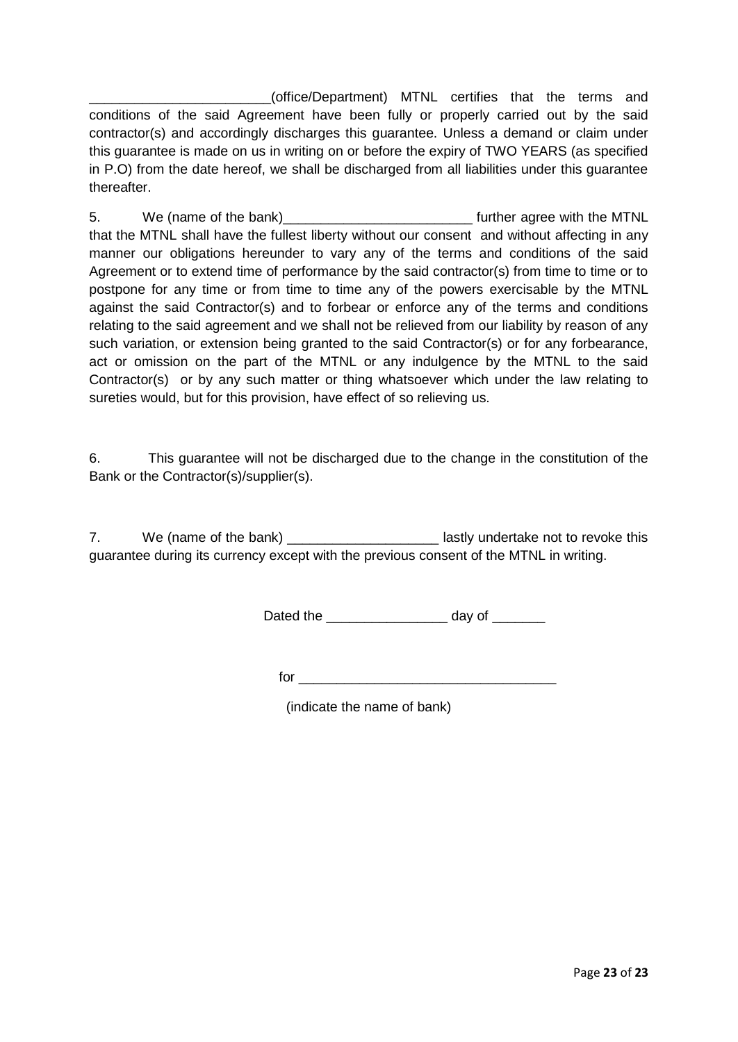________________________(office/Department) MTNL certifies that the terms and conditions of the said Agreement have been fully or properly carried out by the said contractor(s) and accordingly discharges this guarantee. Unless a demand or claim under this guarantee is made on us in writing on or before the expiry of TWO YEARS (as specified in P.O) from the date hereof, we shall be discharged from all liabilities under this guarantee thereafter.

5. We (name of the bank)_________________________ further agree with the MTNL that the MTNL shall have the fullest liberty without our consent and without affecting in any manner our obligations hereunder to vary any of the terms and conditions of the said Agreement or to extend time of performance by the said contractor(s) from time to time or to postpone for any time or from time to time any of the powers exercisable by the MTNL against the said Contractor(s) and to forbear or enforce any of the terms and conditions relating to the said agreement and we shall not be relieved from our liability by reason of any such variation, or extension being granted to the said Contractor(s) or for any forbearance, act or omission on the part of the MTNL or any indulgence by the MTNL to the said Contractor(s) or by any such matter or thing whatsoever which under the law relating to sureties would, but for this provision, have effect of so relieving us.

6. This guarantee will not be discharged due to the change in the constitution of the Bank or the Contractor(s)/supplier(s).

7. We (name of the bank) ____________________ lastly undertake not to revoke this guarantee during its currency except with the previous consent of the MTNL in writing.

Dated the ________________ day of _______

for __________________________________

(indicate the name of bank)